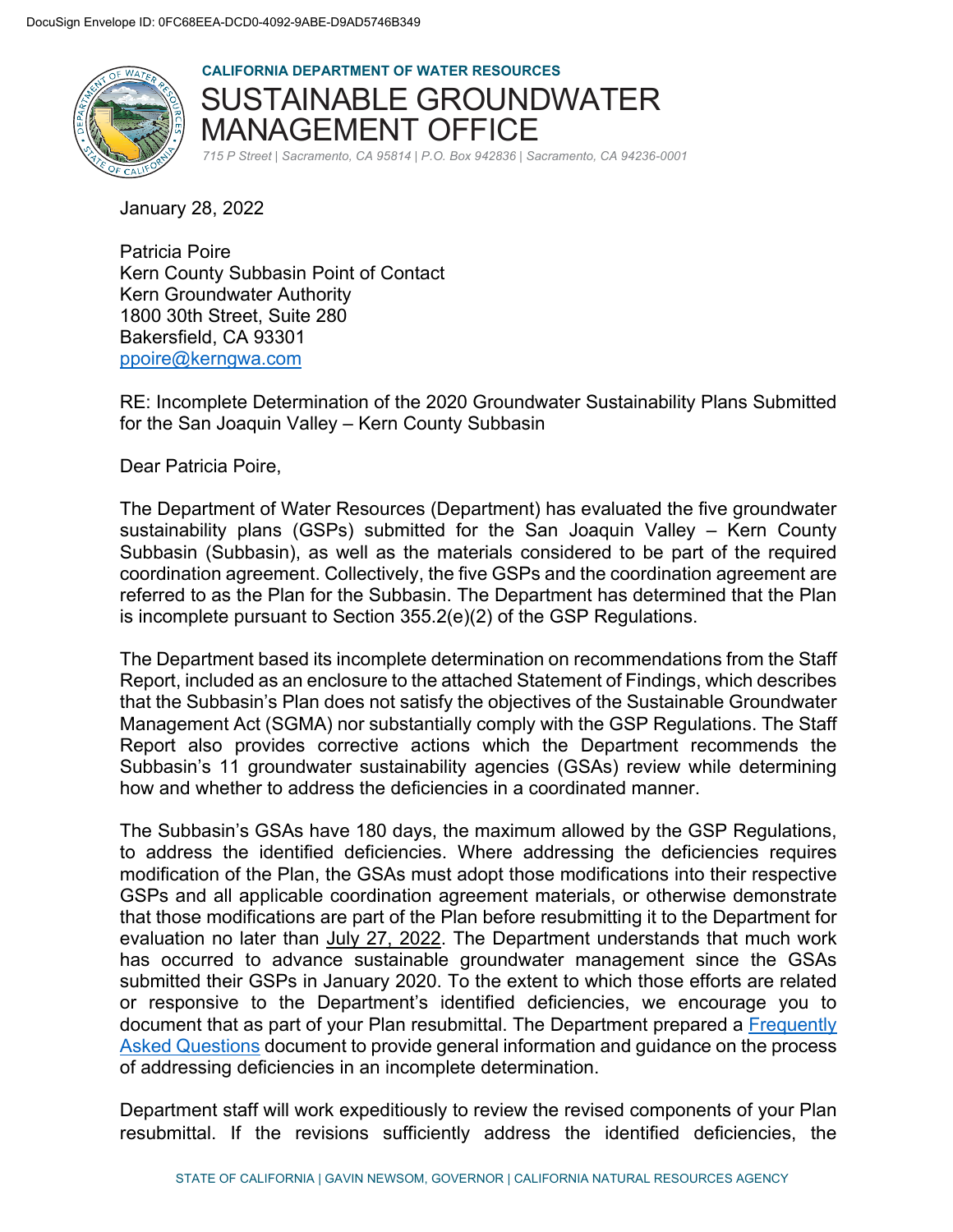DocuSign Envelope ID: 0FC68EEA-DCD0-4092-9ABE-D9AD5746B349

**CALIFORNIA DEPARTMENT OF WATER RESOURCES**

# SUSTAINABLE GROUNDWATER MANAGEMENT OFFICE

*715 P Street | Sacramento, CA 95814 | P.O. Box 942836 | Sacramento, CA 94236-0001*

January 28, 2022

Patricia Poire
Kern County Subbasin Point of Contact
Kern Groundwater Authority
1800 30th Street, Suite 280
Bakersfield, CA 93301
ppoire@kerngwa.com

RE: Incomplete Determination of the 2020 Groundwater Sustainability Plans Submitted for the San Joaquin Valley – Kern County Subbasin

Dear Patricia Poire,

The Department of Water Resources (Department) has evaluated the five groundwater sustainability plans (GSPs) submitted for the San Joaquin Valley – Kern County Subbasin (Subbasin), as well as the materials considered to be part of the required coordination agreement. Collectively, the five GSPs and the coordination agreement are referred to as the Plan for the Subbasin. The Department has determined that the Plan is incomplete pursuant to Section 355.2(e)(2) of the GSP Regulations.

The Department based its incomplete determination on recommendations from the Staff Report, included as an enclosure to the attached Statement of Findings, which describes that the Subbasin's Plan does not satisfy the objectives of the Sustainable Groundwater Management Act (SGMA) nor substantially comply with the GSP Regulations. The Staff Report also provides corrective actions which the Department recommends the Subbasin's 11 groundwater sustainability agencies (GSAs) review while determining how and whether to address the deficiencies in a coordinated manner.

The Subbasin's GSAs have 180 days, the maximum allowed by the GSP Regulations, to address the identified deficiencies. Where addressing the deficiencies requires modification of the Plan, the GSAs must adopt those modifications into their respective GSPs and all applicable coordination agreement materials, or otherwise demonstrate that those modifications are part of the Plan before resubmitting it to the Department for evaluation no later than July 27, 2022. The Department understands that much work has occurred to advance sustainable groundwater management since the GSAs submitted their GSPs in January 2020. To the extent to which those efforts are related or responsive to the Department's identified deficiencies, we encourage you to document that as part of your Plan resubmittal. The Department prepared a Frequently Asked Questions document to provide general information and guidance on the process of addressing deficiencies in an incomplete determination.

Department staff will work expeditiously to review the revised components of your Plan resubmittal. If the revisions sufficiently address the identified deficiencies, the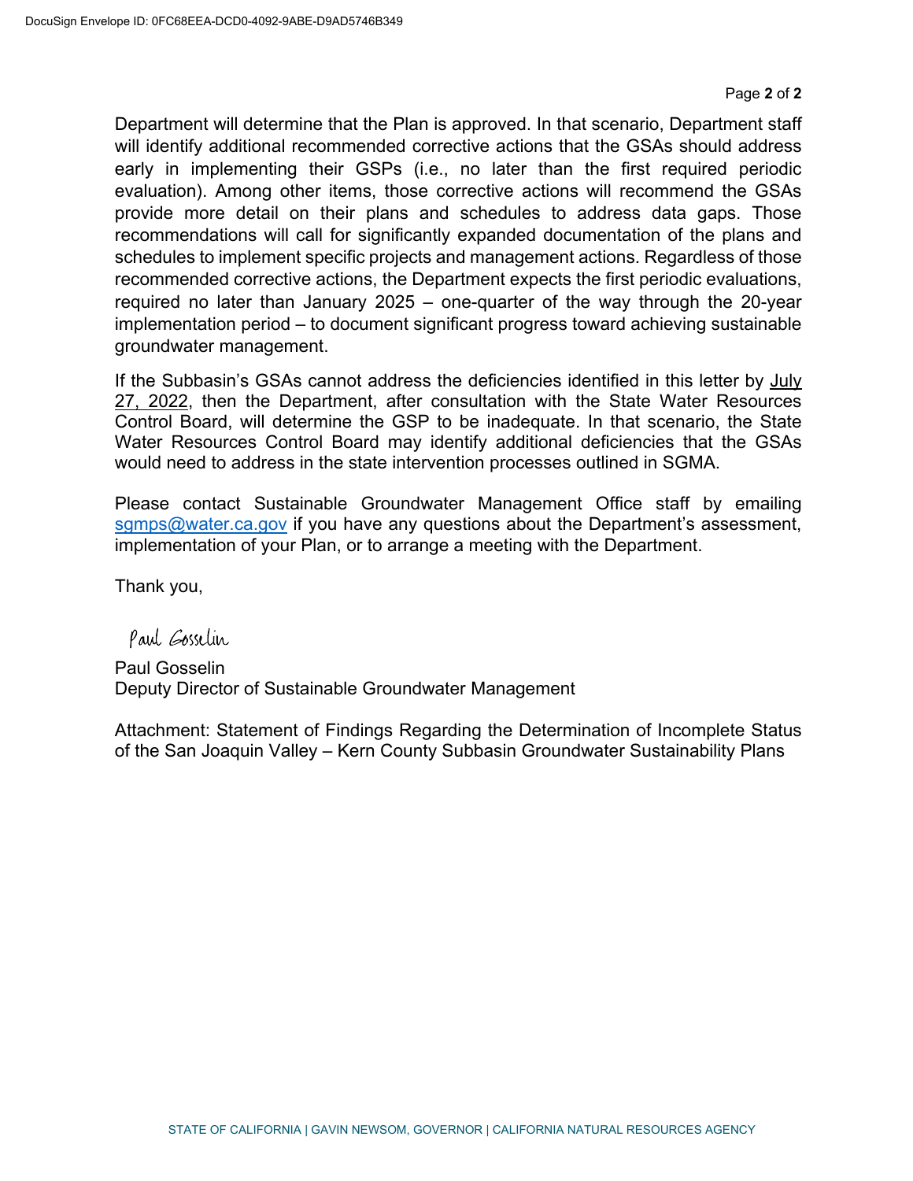Department will determine that the Plan is approved. In that scenario, Department staff will identify additional recommended corrective actions that the GSAs should address early in implementing their GSPs (i.e., no later than the first required periodic evaluation). Among other items, those corrective actions will recommend the GSAs provide more detail on their plans and schedules to address data gaps. Those recommendations will call for significantly expanded documentation of the plans and schedules to implement specific projects and management actions. Regardless of those recommended corrective actions, the Department expects the first periodic evaluations, required no later than January 2025 – one-quarter of the way through the 20-year implementation period – to document significant progress toward achieving sustainable groundwater management.

If the Subbasin's GSAs cannot address the deficiencies identified in this letter by July 27, 2022, then the Department, after consultation with the State Water Resources Control Board, will determine the GSP to be inadequate. In that scenario, the State Water Resources Control Board may identify additional deficiencies that the GSAs would need to address in the state intervention processes outlined in SGMA.

Please contact Sustainable Groundwater Management Office staff by emailing sgmps@water.ca.gov if you have any questions about the Department's assessment, implementation of your Plan, or to arrange a meeting with the Department.

Thank you,

Paul Gosselin

Paul Gosselin
Deputy Director of Sustainable Groundwater Management

Attachment: Statement of Findings Regarding the Determination of Incomplete Status of the San Joaquin Valley – Kern County Subbasin Groundwater Sustainability Plans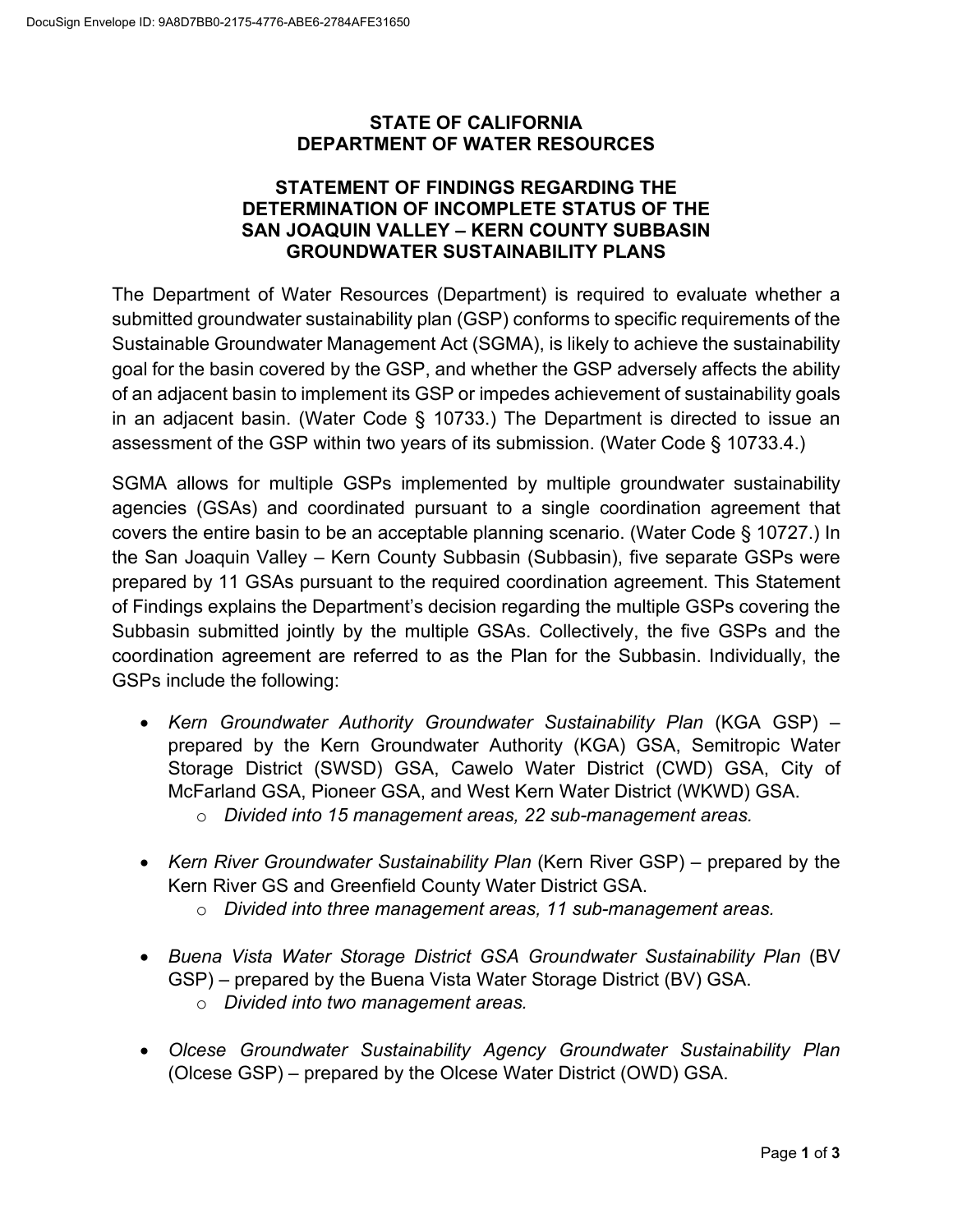**STATE OF CALIFORNIA**
**DEPARTMENT OF WATER RESOURCES**

**STATEMENT OF FINDINGS REGARDING THE DETERMINATION OF INCOMPLETE STATUS OF THE SAN JOAQUIN VALLEY – KERN COUNTY SUBBASIN GROUNDWATER SUSTAINABILITY PLANS**

The Department of Water Resources (Department) is required to evaluate whether a submitted groundwater sustainability plan (GSP) conforms to specific requirements of the Sustainable Groundwater Management Act (SGMA), is likely to achieve the sustainability goal for the basin covered by the GSP, and whether the GSP adversely affects the ability of an adjacent basin to implement its GSP or impedes achievement of sustainability goals in an adjacent basin. (Water Code § 10733.) The Department is directed to issue an assessment of the GSP within two years of its submission. (Water Code § 10733.4.)

SGMA allows for multiple GSPs implemented by multiple groundwater sustainability agencies (GSAs) and coordinated pursuant to a single coordination agreement that covers the entire basin to be an acceptable planning scenario. (Water Code § 10727.) In the San Joaquin Valley – Kern County Subbasin (Subbasin), five separate GSPs were prepared by 11 GSAs pursuant to the required coordination agreement. This Statement of Findings explains the Department's decision regarding the multiple GSPs covering the Subbasin submitted jointly by the multiple GSAs. Collectively, the five GSPs and the coordination agreement are referred to as the Plan for the Subbasin. Individually, the GSPs include the following:

- *Kern Groundwater Authority Groundwater Sustainability Plan* (KGA GSP) – prepared by the Kern Groundwater Authority (KGA) GSA, Semitropic Water Storage District (SWSD) GSA, Cawelo Water District (CWD) GSA, City of McFarland GSA, Pioneer GSA, and West Kern Water District (WKWD) GSA.
    - *Divided into 15 management areas, 22 sub-management areas.*
- *Kern River Groundwater Sustainability Plan* (Kern River GSP) – prepared by the Kern River GS and Greenfield County Water District GSA.
    - *Divided into three management areas, 11 sub-management areas.*
- *Buena Vista Water Storage District GSA Groundwater Sustainability Plan* (BV GSP) – prepared by the Buena Vista Water Storage District (BV) GSA.
    - *Divided into two management areas.*
- *Olcese Groundwater Sustainability Agency Groundwater Sustainability Plan* (Olcese GSP) – prepared by the Olcese Water District (OWD) GSA.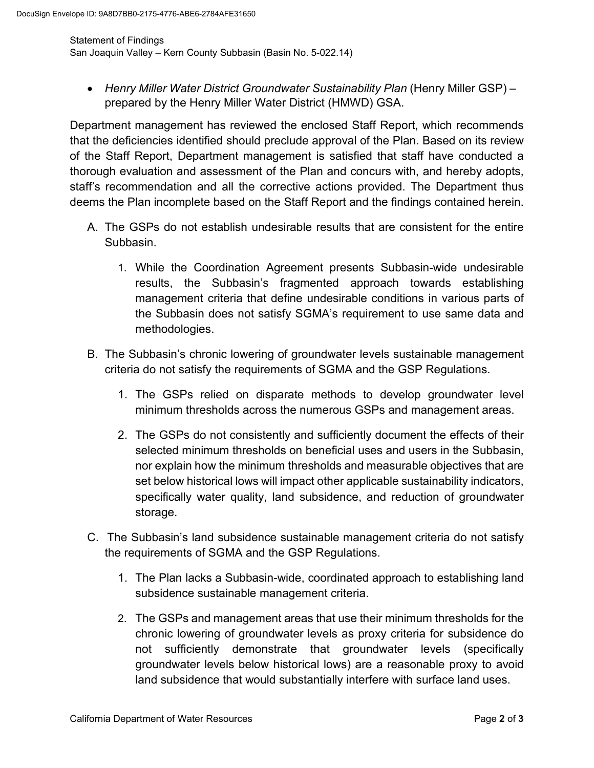- *Henry Miller Water District Groundwater Sustainability Plan* (Henry Miller GSP) – prepared by the Henry Miller Water District (HMWD) GSA.

Department management has reviewed the enclosed Staff Report, which recommends that the deficiencies identified should preclude approval of the Plan. Based on its review of the Staff Report, Department management is satisfied that staff have conducted a thorough evaluation and assessment of the Plan and concurs with, and hereby adopts, staff's recommendation and all the corrective actions provided. The Department thus deems the Plan incomplete based on the Staff Report and the findings contained herein.

A. The GSPs do not establish undesirable results that are consistent for the entire Subbasin.

   1. While the Coordination Agreement presents Subbasin-wide undesirable results, the Subbasin's fragmented approach towards establishing management criteria that define undesirable conditions in various parts of the Subbasin does not satisfy SGMA's requirement to use same data and methodologies.

B. The Subbasin's chronic lowering of groundwater levels sustainable management criteria do not satisfy the requirements of SGMA and the GSP Regulations.

   1. The GSPs relied on disparate methods to develop groundwater level minimum thresholds across the numerous GSPs and management areas.

   2. The GSPs do not consistently and sufficiently document the effects of their selected minimum thresholds on beneficial uses and users in the Subbasin, nor explain how the minimum thresholds and measurable objectives that are set below historical lows will impact other applicable sustainability indicators, specifically water quality, land subsidence, and reduction of groundwater storage.

C. The Subbasin's land subsidence sustainable management criteria do not satisfy the requirements of SGMA and the GSP Regulations.

   1. The Plan lacks a Subbasin-wide, coordinated approach to establishing land subsidence sustainable management criteria.

   2. The GSPs and management areas that use their minimum thresholds for the chronic lowering of groundwater levels as proxy criteria for subsidence do not sufficiently demonstrate that groundwater levels (specifically groundwater levels below historical lows) are a reasonable proxy to avoid land subsidence that would substantially interfere with surface land uses.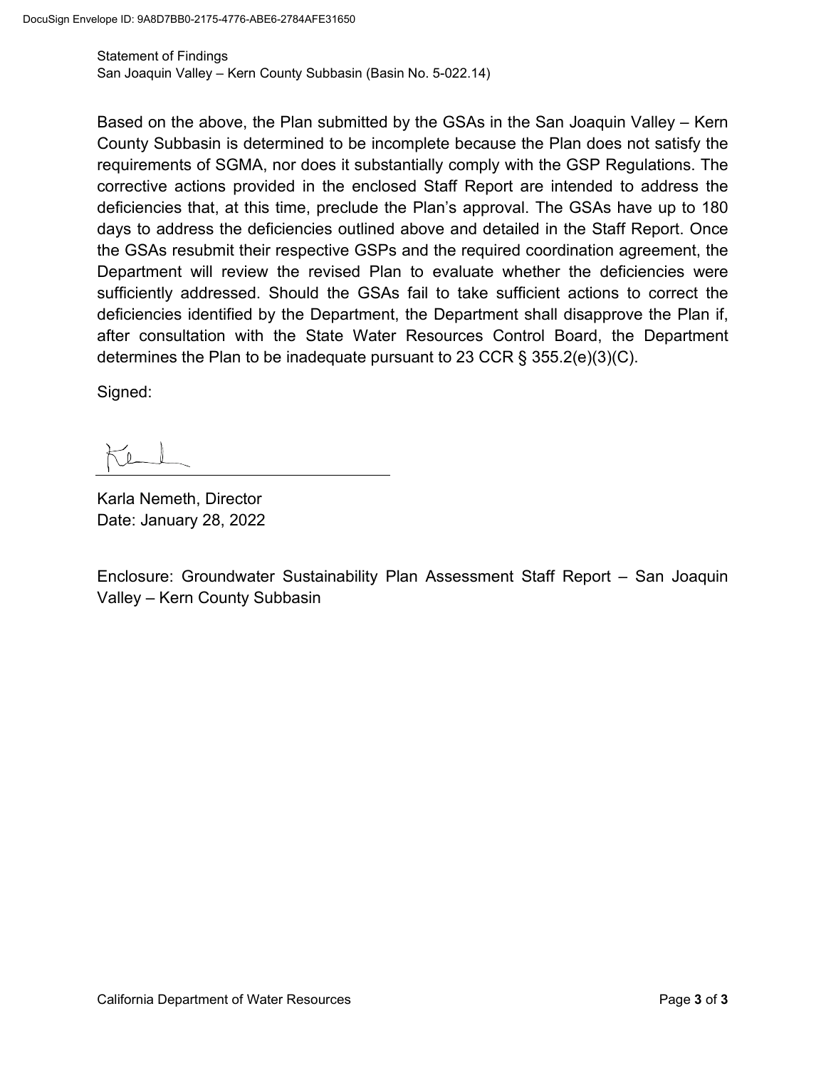Based on the above, the Plan submitted by the GSAs in the San Joaquin Valley – Kern County Subbasin is determined to be incomplete because the Plan does not satisfy the requirements of SGMA, nor does it substantially comply with the GSP Regulations. The corrective actions provided in the enclosed Staff Report are intended to address the deficiencies that, at this time, preclude the Plan's approval. The GSAs have up to 180 days to address the deficiencies outlined above and detailed in the Staff Report. Once the GSAs resubmit their respective GSPs and the required coordination agreement, the Department will review the revised Plan to evaluate whether the deficiencies were sufficiently addressed. Should the GSAs fail to take sufficient actions to correct the deficiencies identified by the Department, the Department shall disapprove the Plan if, after consultation with the State Water Resources Control Board, the Department determines the Plan to be inadequate pursuant to 23 CCR § 355.2(e)(3)(C).

Signed:

Karla Nemeth, Director
Date: January 28, 2022

Enclosure: Groundwater Sustainability Plan Assessment Staff Report – San Joaquin Valley – Kern County Subbasin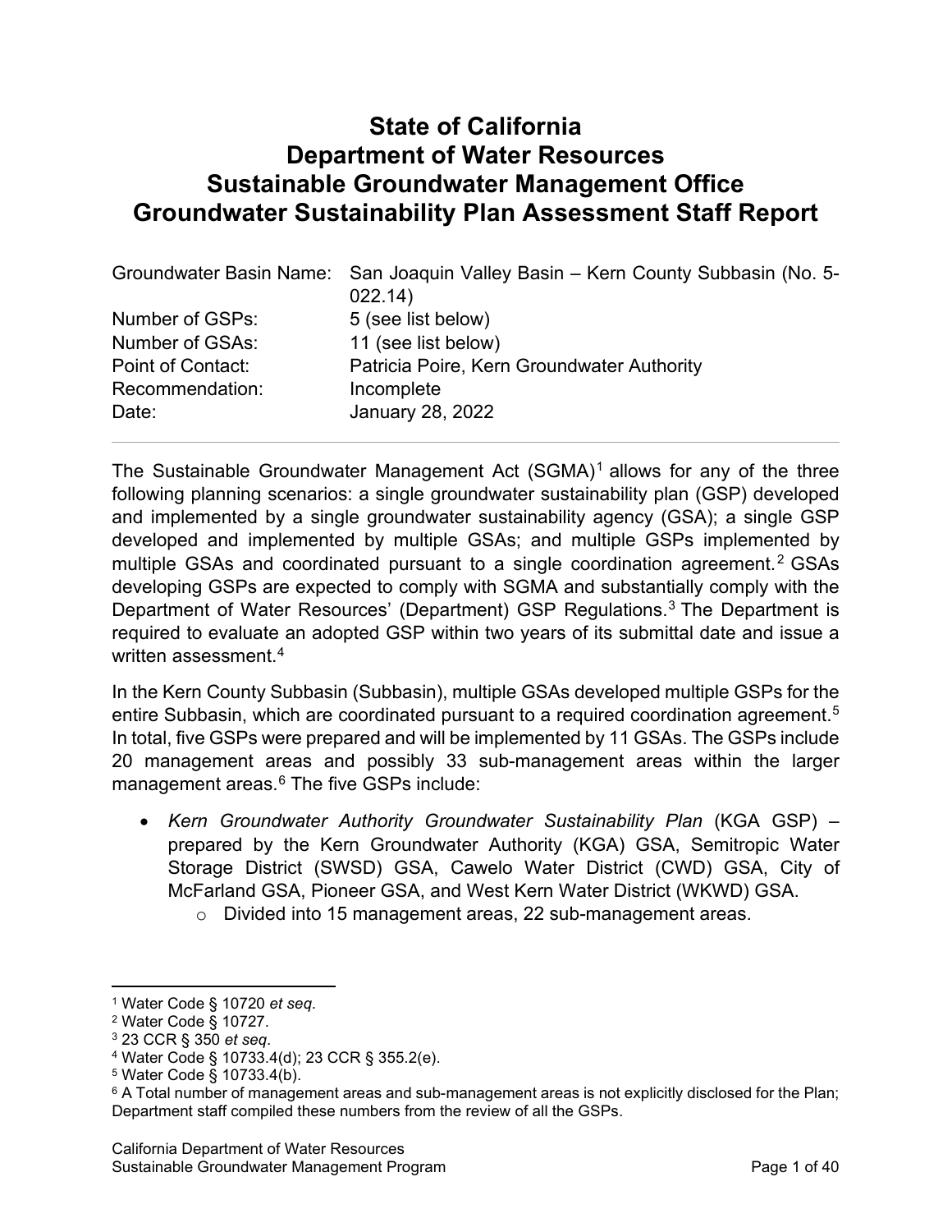# State of California
# Department of Water Resources
# Sustainable Groundwater Management Office
# Groundwater Sustainability Plan Assessment Staff Report

| | |
|---|---|
| Groundwater Basin Name: | San Joaquin Valley Basin – Kern County Subbasin (No. 5-022.14) |
| Number of GSPs: | 5 (see list below) |
| Number of GSAs: | 11 (see list below) |
| Point of Contact: | Patricia Poire, Kern Groundwater Authority |
| Recommendation: | Incomplete |
| Date: | January 28, 2022 |

---

The Sustainable Groundwater Management Act (SGMA)[1] allows for any of the three following planning scenarios: a single groundwater sustainability plan (GSP) developed and implemented by a single groundwater sustainability agency (GSA); a single GSP developed and implemented by multiple GSAs; and multiple GSPs implemented by multiple GSAs and coordinated pursuant to a single coordination agreement.[2] GSAs developing GSPs are expected to comply with SGMA and substantially comply with the Department of Water Resources' (Department) GSP Regulations.[3] The Department is required to evaluate an adopted GSP within two years of its submittal date and issue a written assessment.[4]

In the Kern County Subbasin (Subbasin), multiple GSAs developed multiple GSPs for the entire Subbasin, which are coordinated pursuant to a required coordination agreement.[5] In total, five GSPs were prepared and will be implemented by 11 GSAs. The GSPs include 20 management areas and possibly 33 sub-management areas within the larger management areas.[6] The five GSPs include:

- *Kern Groundwater Authority Groundwater Sustainability Plan* (KGA GSP) – prepared by the Kern Groundwater Authority (KGA) GSA, Semitropic Water Storage District (SWSD) GSA, Cawelo Water District (CWD) GSA, City of McFarland GSA, Pioneer GSA, and West Kern Water District (WKWD) GSA.
  - Divided into 15 management areas, 22 sub-management areas.

---

[1] Water Code § 10720 *et seq*.

[2] Water Code § 10727.

[3] 23 CCR § 350 *et seq*.

[4] Water Code § 10733.4(d); 23 CCR § 355.2(e).

[5] Water Code § 10733.4(b).

[6] A Total number of management areas and sub-management areas is not explicitly disclosed for the Plan; Department staff compiled these numbers from the review of all the GSPs.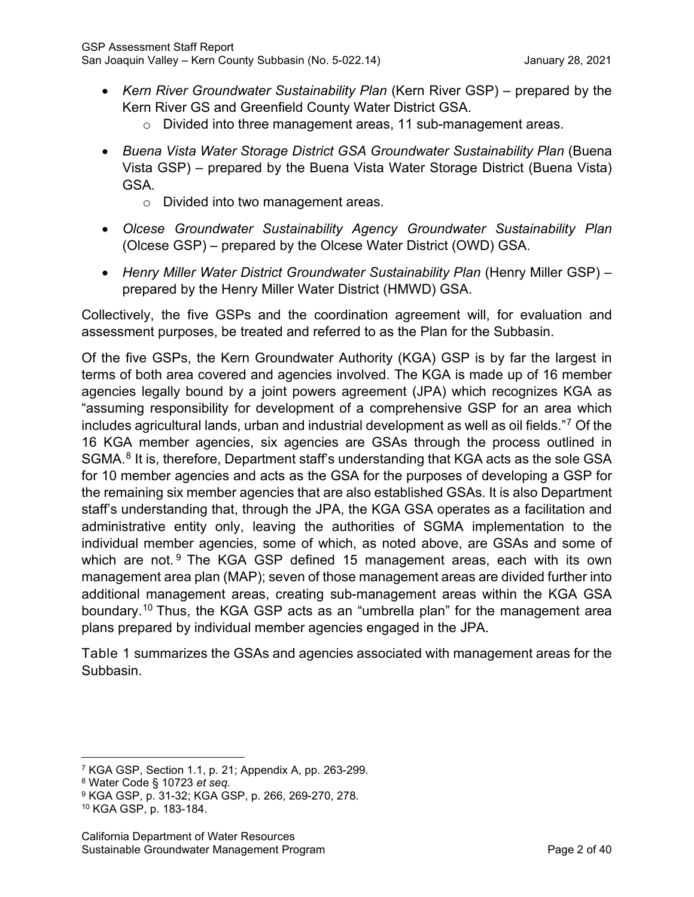- *Kern River Groundwater Sustainability Plan* (Kern River GSP) – prepared by the Kern River GS and Greenfield County Water District GSA.
  - Divided into three management areas, 11 sub-management areas.
- *Buena Vista Water Storage District GSA Groundwater Sustainability Plan* (Buena Vista GSP) – prepared by the Buena Vista Water Storage District (Buena Vista) GSA.
  - Divided into two management areas.
- *Olcese Groundwater Sustainability Agency Groundwater Sustainability Plan* (Olcese GSP) – prepared by the Olcese Water District (OWD) GSA.
- *Henry Miller Water District Groundwater Sustainability Plan* (Henry Miller GSP) – prepared by the Henry Miller Water District (HMWD) GSA.

Collectively, the five GSPs and the coordination agreement will, for evaluation and assessment purposes, be treated and referred to as the Plan for the Subbasin.

Of the five GSPs, the Kern Groundwater Authority (KGA) GSP is by far the largest in terms of both area covered and agencies involved. The KGA is made up of 16 member agencies legally bound by a joint powers agreement (JPA) which recognizes KGA as "assuming responsibility for development of a comprehensive GSP for an area which includes agricultural lands, urban and industrial development as well as oil fields."[7] Of the 16 KGA member agencies, six agencies are GSAs through the process outlined in SGMA.[8] It is, therefore, Department staff's understanding that KGA acts as the sole GSA for 10 member agencies and acts as the GSA for the purposes of developing a GSP for the remaining six member agencies that are also established GSAs. It is also Department staff's understanding that, through the JPA, the KGA GSA operates as a facilitation and administrative entity only, leaving the authorities of SGMA implementation to the individual member agencies, some of which, as noted above, are GSAs and some of which are not.[9] The KGA GSP defined 15 management areas, each with its own management area plan (MAP); seven of those management areas are divided further into additional management areas, creating sub-management areas within the KGA GSA boundary.[10] Thus, the KGA GSP acts as an "umbrella plan" for the management area plans prepared by individual member agencies engaged in the JPA.

Table 1 summarizes the GSAs and agencies associated with management areas for the Subbasin.

---

[7] KGA GSP, Section 1.1, p. 21; Appendix A, pp. 263-299.
[8] Water Code § 10723 *et seq.*
[9] KGA GSP, p. 31-32; KGA GSP, p. 266, 269-270, 278.
[10] KGA GSP, p. 183-184.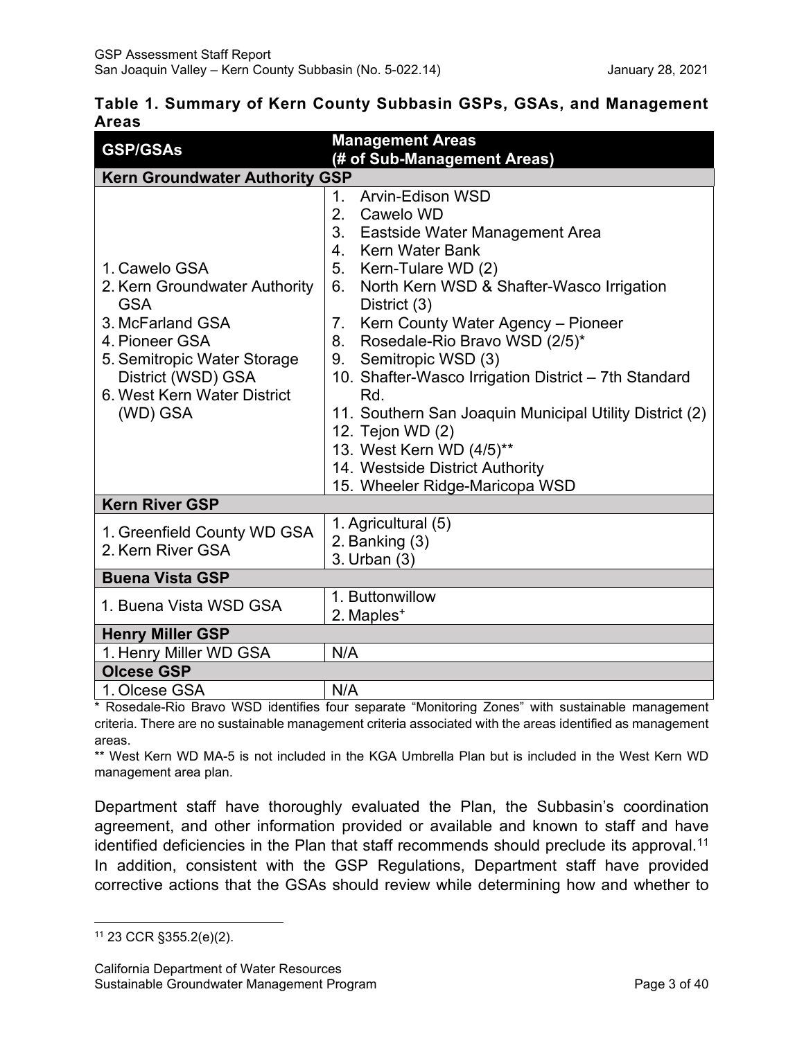**Table 1. Summary of Kern County Subbasin GSPs, GSAs, and Management Areas**

| GSP/GSAs | Management Areas (# of Sub-Management Areas) |
|---|---|
| **Kern Groundwater Authority GSP** | |
| 1. Cawelo GSA<br>2. Kern Groundwater Authority GSA<br>3. McFarland GSA<br>4. Pioneer GSA<br>5. Semitropic Water Storage District (WSD) GSA<br>6. West Kern Water District (WD) GSA | 1. Arvin-Edison WSD<br>2. Cawelo WD<br>3. Eastside Water Management Area<br>4. Kern Water Bank<br>5. Kern-Tulare WD (2)<br>6. North Kern WSD & Shafter-Wasco Irrigation District (3)<br>7. Kern County Water Agency – Pioneer<br>8. Rosedale-Rio Bravo WSD (2/5)*<br>9. Semitropic WSD (3)<br>10. Shafter-Wasco Irrigation District – 7th Standard Rd.<br>11. Southern San Joaquin Municipal Utility District (2)<br>12. Tejon WD (2)<br>13. West Kern WD (4/5)**<br>14. Westside District Authority<br>15. Wheeler Ridge-Maricopa WSD |
| **Kern River GSP** | |
| 1. Greenfield County WD GSA<br>2. Kern River GSA | 1. Agricultural (5)<br>2. Banking (3)<br>3. Urban (3) |
| **Buena Vista GSP** | |
| 1. Buena Vista WSD GSA | 1. Buttonwillow<br>2. Maples+ |
| **Henry Miller GSP** | |
| 1. Henry Miller WD GSA | N/A |
| **Olcese GSP** | |
| 1. Olcese GSA | N/A |

\* Rosedale-Rio Bravo WSD identifies four separate "Monitoring Zones" with sustainable management criteria. There are no sustainable management criteria associated with the areas identified as management areas.

\** West Kern WD MA-5 is not included in the KGA Umbrella Plan but is included in the West Kern WD management area plan.

Department staff have thoroughly evaluated the Plan, the Subbasin's coordination agreement, and other information provided or available and known to staff and have identified deficiencies in the Plan that staff recommends should preclude its approval.[11] In addition, consistent with the GSP Regulations, Department staff have provided corrective actions that the GSAs should review while determining how and whether to

[11] 23 CCR §355.2(e)(2).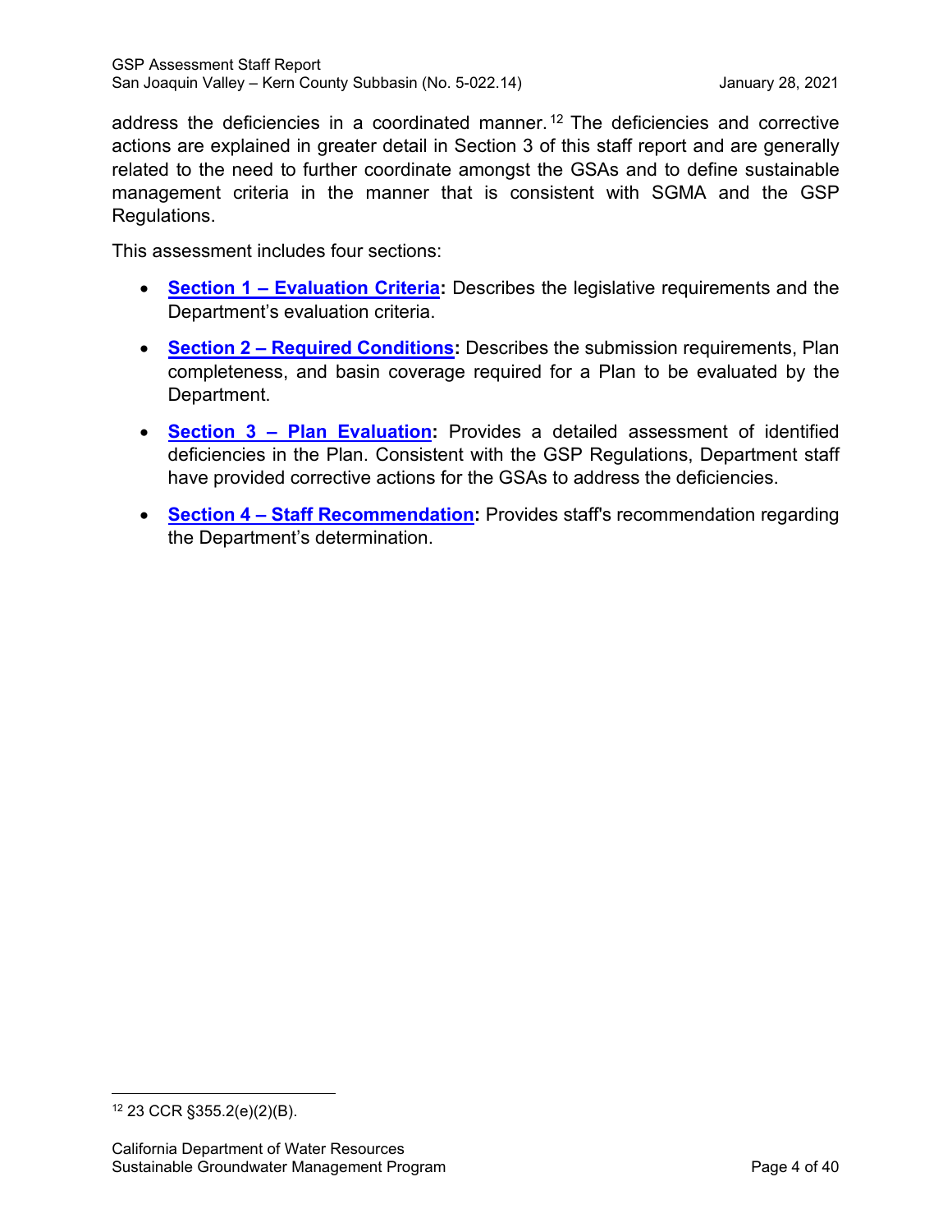address the deficiencies in a coordinated manner.[12] The deficiencies and corrective actions are explained in greater detail in Section 3 of this staff report and are generally related to the need to further coordinate amongst the GSAs and to define sustainable management criteria in the manner that is consistent with SGMA and the GSP Regulations.

This assessment includes four sections:

- **Section 1 – Evaluation Criteria:** Describes the legislative requirements and the Department's evaluation criteria.
- **Section 2 – Required Conditions:** Describes the submission requirements, Plan completeness, and basin coverage required for a Plan to be evaluated by the Department.
- **Section 3 – Plan Evaluation:** Provides a detailed assessment of identified deficiencies in the Plan. Consistent with the GSP Regulations, Department staff have provided corrective actions for the GSAs to address the deficiencies.
- **Section 4 – Staff Recommendation:** Provides staff's recommendation regarding the Department's determination.

[12] 23 CCR §355.2(e)(2)(B).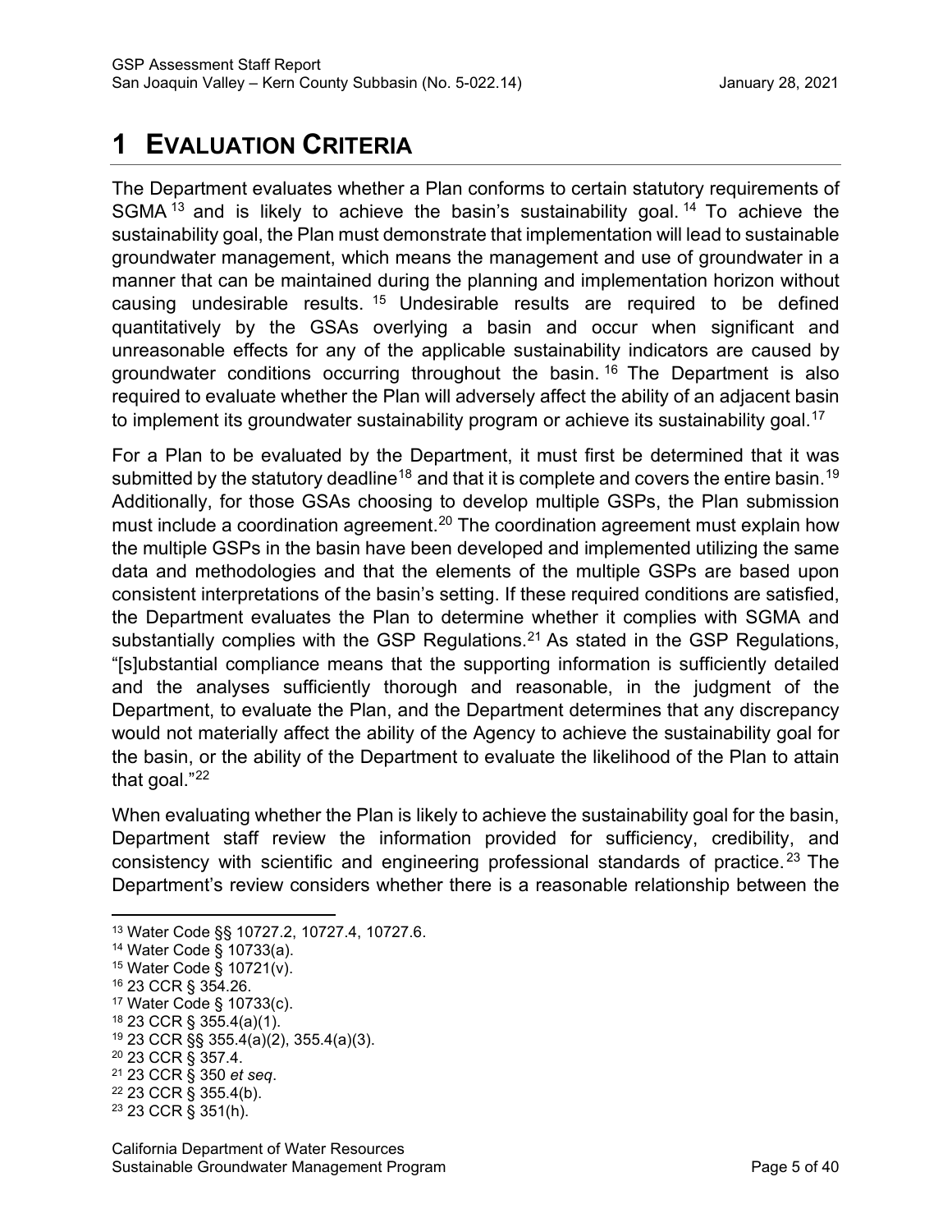# 1 EVALUATION CRITERIA

The Department evaluates whether a Plan conforms to certain statutory requirements of SGMA[13] and is likely to achieve the basin's sustainability goal.[14] To achieve the sustainability goal, the Plan must demonstrate that implementation will lead to sustainable groundwater management, which means the management and use of groundwater in a manner that can be maintained during the planning and implementation horizon without causing undesirable results.[15] Undesirable results are required to be defined quantitatively by the GSAs overlying a basin and occur when significant and unreasonable effects for any of the applicable sustainability indicators are caused by groundwater conditions occurring throughout the basin.[16] The Department is also required to evaluate whether the Plan will adversely affect the ability of an adjacent basin to implement its groundwater sustainability program or achieve its sustainability goal.[17]

For a Plan to be evaluated by the Department, it must first be determined that it was submitted by the statutory deadline[18] and that it is complete and covers the entire basin.[19] Additionally, for those GSAs choosing to develop multiple GSPs, the Plan submission must include a coordination agreement.[20] The coordination agreement must explain how the multiple GSPs in the basin have been developed and implemented utilizing the same data and methodologies and that the elements of the multiple GSPs are based upon consistent interpretations of the basin's setting. If these required conditions are satisfied, the Department evaluates the Plan to determine whether it complies with SGMA and substantially complies with the GSP Regulations.[21] As stated in the GSP Regulations, "[s]ubstantial compliance means that the supporting information is sufficiently detailed and the analyses sufficiently thorough and reasonable, in the judgment of the Department, to evaluate the Plan, and the Department determines that any discrepancy would not materially affect the ability of the Agency to achieve the sustainability goal for the basin, or the ability of the Department to evaluate the likelihood of the Plan to attain that goal."[22]

When evaluating whether the Plan is likely to achieve the sustainability goal for the basin, Department staff review the information provided for sufficiency, credibility, and consistency with scientific and engineering professional standards of practice.[23] The Department's review considers whether there is a reasonable relationship between the

---

[13] Water Code §§ 10727.2, 10727.4, 10727.6.
[14] Water Code § 10733(a).
[15] Water Code § 10721(v).
[16] 23 CCR § 354.26.
[17] Water Code § 10733(c).
[18] 23 CCR § 355.4(a)(1).
[19] 23 CCR §§ 355.4(a)(2), 355.4(a)(3).
[20] 23 CCR § 357.4.
[21] 23 CCR § 350 *et seq*.
[22] 23 CCR § 355.4(b).
[23] 23 CCR § 351(h).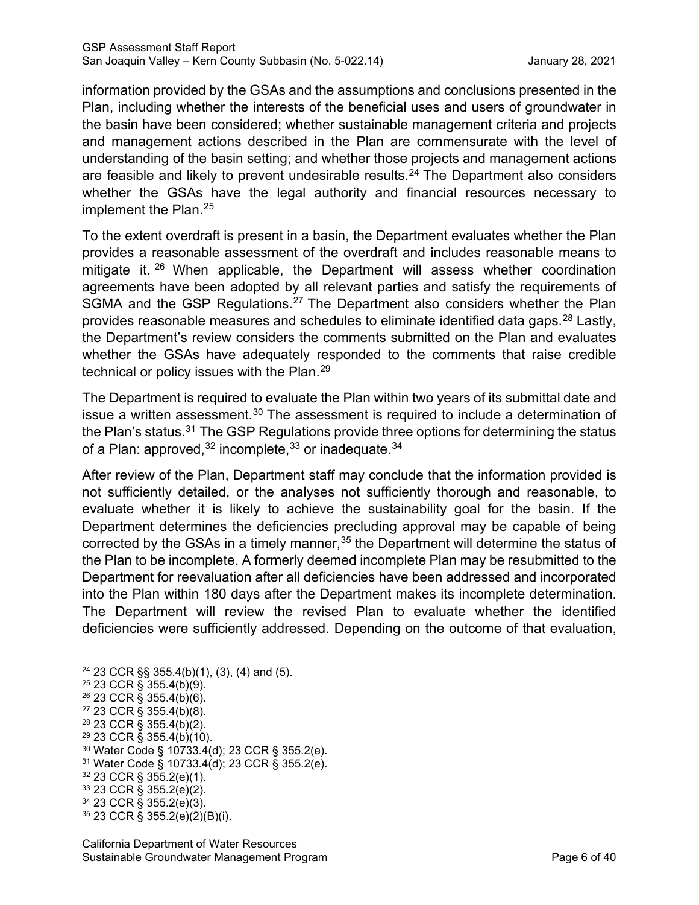information provided by the GSAs and the assumptions and conclusions presented in the Plan, including whether the interests of the beneficial uses and users of groundwater in the basin have been considered; whether sustainable management criteria and projects and management actions described in the Plan are commensurate with the level of understanding of the basin setting; and whether those projects and management actions are feasible and likely to prevent undesirable results.[24] The Department also considers whether the GSAs have the legal authority and financial resources necessary to implement the Plan.[25]

To the extent overdraft is present in a basin, the Department evaluates whether the Plan provides a reasonable assessment of the overdraft and includes reasonable means to mitigate it.[26] When applicable, the Department will assess whether coordination agreements have been adopted by all relevant parties and satisfy the requirements of SGMA and the GSP Regulations.[27] The Department also considers whether the Plan provides reasonable measures and schedules to eliminate identified data gaps.[28] Lastly, the Department's review considers the comments submitted on the Plan and evaluates whether the GSAs have adequately responded to the comments that raise credible technical or policy issues with the Plan.[29]

The Department is required to evaluate the Plan within two years of its submittal date and issue a written assessment.[30] The assessment is required to include a determination of the Plan's status.[31] The GSP Regulations provide three options for determining the status of a Plan: approved,[32] incomplete,[33] or inadequate.[34]

After review of the Plan, Department staff may conclude that the information provided is not sufficiently detailed, or the analyses not sufficiently thorough and reasonable, to evaluate whether it is likely to achieve the sustainability goal for the basin. If the Department determines the deficiencies precluding approval may be capable of being corrected by the GSAs in a timely manner,[35] the Department will determine the status of the Plan to be incomplete. A formerly deemed incomplete Plan may be resubmitted to the Department for reevaluation after all deficiencies have been addressed and incorporated into the Plan within 180 days after the Department makes its incomplete determination. The Department will review the revised Plan to evaluate whether the identified deficiencies were sufficiently addressed. Depending on the outcome of that evaluation,

---

[24] 23 CCR §§ 355.4(b)(1), (3), (4) and (5).
[25] 23 CCR § 355.4(b)(9).
[26] 23 CCR § 355.4(b)(6).
[27] 23 CCR § 355.4(b)(8).
[28] 23 CCR § 355.4(b)(2).
[29] 23 CCR § 355.4(b)(10).
[30] Water Code § 10733.4(d); 23 CCR § 355.2(e).
[31] Water Code § 10733.4(d); 23 CCR § 355.2(e).
[32] 23 CCR § 355.2(e)(1).
[33] 23 CCR § 355.2(e)(2).
[34] 23 CCR § 355.2(e)(3).
[35] 23 CCR § 355.2(e)(2)(B)(i).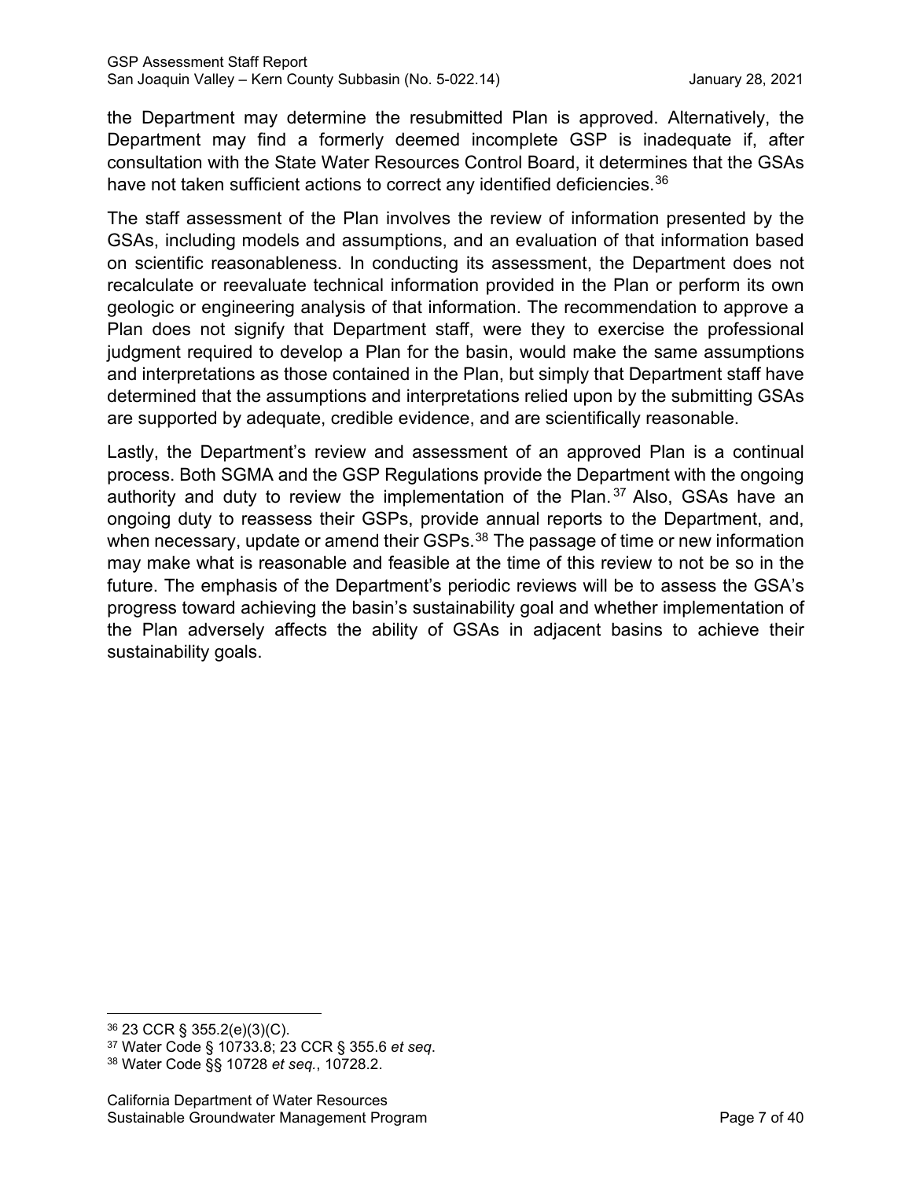the Department may determine the resubmitted Plan is approved. Alternatively, the Department may find a formerly deemed incomplete GSP is inadequate if, after consultation with the State Water Resources Control Board, it determines that the GSAs have not taken sufficient actions to correct any identified deficiencies.[36]

The staff assessment of the Plan involves the review of information presented by the GSAs, including models and assumptions, and an evaluation of that information based on scientific reasonableness. In conducting its assessment, the Department does not recalculate or reevaluate technical information provided in the Plan or perform its own geologic or engineering analysis of that information. The recommendation to approve a Plan does not signify that Department staff, were they to exercise the professional judgment required to develop a Plan for the basin, would make the same assumptions and interpretations as those contained in the Plan, but simply that Department staff have determined that the assumptions and interpretations relied upon by the submitting GSAs are supported by adequate, credible evidence, and are scientifically reasonable.

Lastly, the Department's review and assessment of an approved Plan is a continual process. Both SGMA and the GSP Regulations provide the Department with the ongoing authority and duty to review the implementation of the Plan.[37] Also, GSAs have an ongoing duty to reassess their GSPs, provide annual reports to the Department, and, when necessary, update or amend their GSPs.[38] The passage of time or new information may make what is reasonable and feasible at the time of this review to not be so in the future. The emphasis of the Department's periodic reviews will be to assess the GSA's progress toward achieving the basin's sustainability goal and whether implementation of the Plan adversely affects the ability of GSAs in adjacent basins to achieve their sustainability goals.

[36] 23 CCR § 355.2(e)(3)(C).

[37] Water Code § 10733.8; 23 CCR § 355.6 *et seq*.

[38] Water Code §§ 10728 *et seq.*, 10728.2.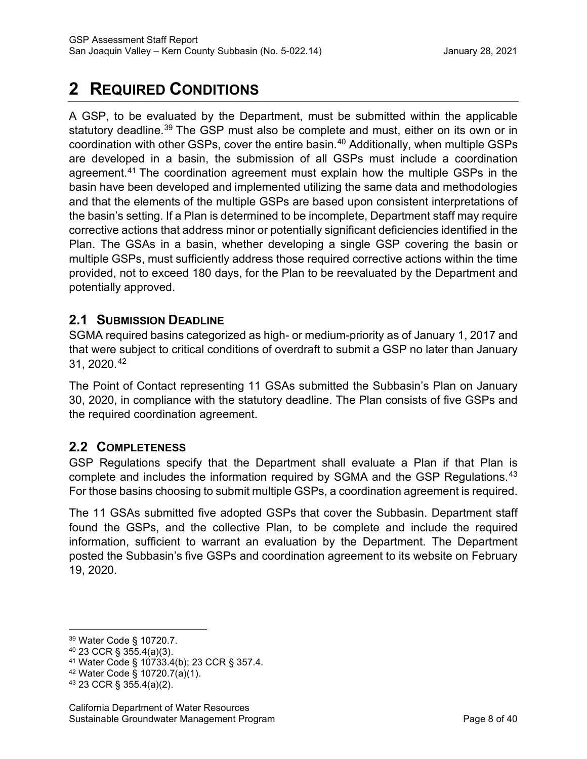# 2 REQUIRED CONDITIONS

A GSP, to be evaluated by the Department, must be submitted within the applicable statutory deadline.[39] The GSP must also be complete and must, either on its own or in coordination with other GSPs, cover the entire basin.[40] Additionally, when multiple GSPs are developed in a basin, the submission of all GSPs must include a coordination agreement.[41] The coordination agreement must explain how the multiple GSPs in the basin have been developed and implemented utilizing the same data and methodologies and that the elements of the multiple GSPs are based upon consistent interpretations of the basin's setting. If a Plan is determined to be incomplete, Department staff may require corrective actions that address minor or potentially significant deficiencies identified in the Plan. The GSAs in a basin, whether developing a single GSP covering the basin or multiple GSPs, must sufficiently address those required corrective actions within the time provided, not to exceed 180 days, for the Plan to be reevaluated by the Department and potentially approved.

## 2.1 SUBMISSION DEADLINE

SGMA required basins categorized as high- or medium-priority as of January 1, 2017 and that were subject to critical conditions of overdraft to submit a GSP no later than January 31, 2020.[42]

The Point of Contact representing 11 GSAs submitted the Subbasin's Plan on January 30, 2020, in compliance with the statutory deadline. The Plan consists of five GSPs and the required coordination agreement.

## 2.2 COMPLETENESS

GSP Regulations specify that the Department shall evaluate a Plan if that Plan is complete and includes the information required by SGMA and the GSP Regulations.[43] For those basins choosing to submit multiple GSPs, a coordination agreement is required.

The 11 GSAs submitted five adopted GSPs that cover the Subbasin. Department staff found the GSPs, and the collective Plan, to be complete and include the required information, sufficient to warrant an evaluation by the Department. The Department posted the Subbasin's five GSPs and coordination agreement to its website on February 19, 2020.

---

[39] Water Code § 10720.7.

[40] 23 CCR § 355.4(a)(3).

[41] Water Code § 10733.4(b); 23 CCR § 357.4.

[42] Water Code § 10720.7(a)(1).

[43] 23 CCR § 355.4(a)(2).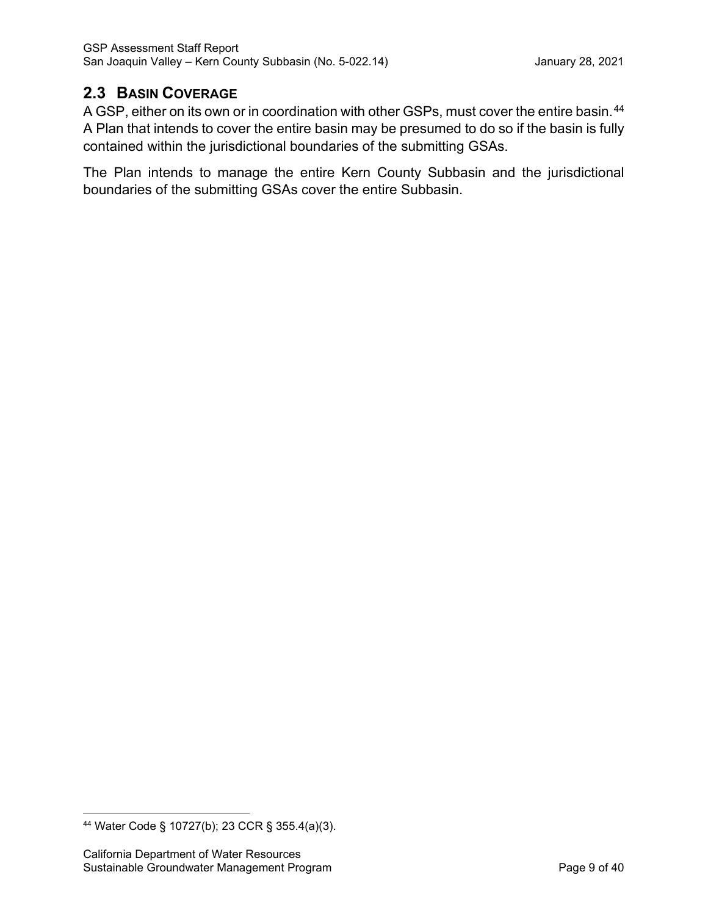## 2.3 Basin Coverage

A GSP, either on its own or in coordination with other GSPs, must cover the entire basin.[44] A Plan that intends to cover the entire basin may be presumed to do so if the basin is fully contained within the jurisdictional boundaries of the submitting GSAs.

The Plan intends to manage the entire Kern County Subbasin and the jurisdictional boundaries of the submitting GSAs cover the entire Subbasin.

---

[44] Water Code § 10727(b); 23 CCR § 355.4(a)(3).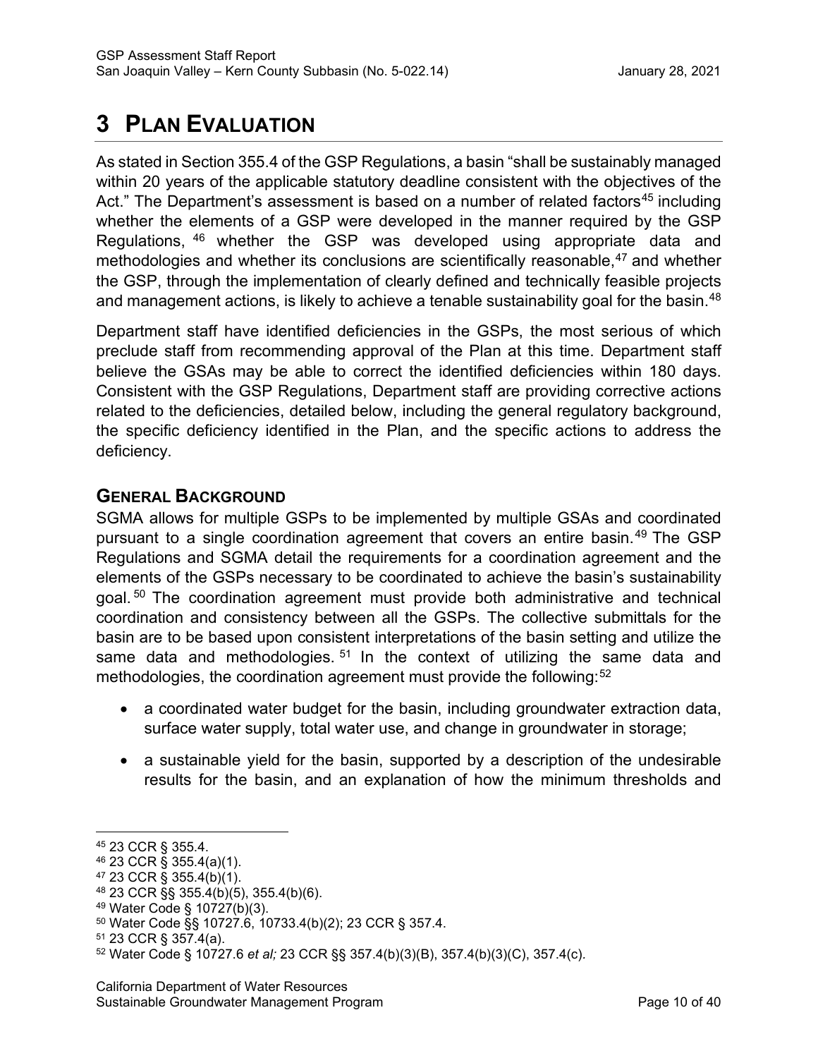# 3 PLAN EVALUATION

As stated in Section 355.4 of the GSP Regulations, a basin "shall be sustainably managed within 20 years of the applicable statutory deadline consistent with the objectives of the Act." The Department's assessment is based on a number of related factors[45] including whether the elements of a GSP were developed in the manner required by the GSP Regulations, [46] whether the GSP was developed using appropriate data and methodologies and whether its conclusions are scientifically reasonable,[47] and whether the GSP, through the implementation of clearly defined and technically feasible projects and management actions, is likely to achieve a tenable sustainability goal for the basin.[48]

Department staff have identified deficiencies in the GSPs, the most serious of which preclude staff from recommending approval of the Plan at this time. Department staff believe the GSAs may be able to correct the identified deficiencies within 180 days. Consistent with the GSP Regulations, Department staff are providing corrective actions related to the deficiencies, detailed below, including the general regulatory background, the specific deficiency identified in the Plan, and the specific actions to address the deficiency.

## GENERAL BACKGROUND

SGMA allows for multiple GSPs to be implemented by multiple GSAs and coordinated pursuant to a single coordination agreement that covers an entire basin.[49] The GSP Regulations and SGMA detail the requirements for a coordination agreement and the elements of the GSPs necessary to be coordinated to achieve the basin's sustainability goal.[50] The coordination agreement must provide both administrative and technical coordination and consistency between all the GSPs. The collective submittals for the basin are to be based upon consistent interpretations of the basin setting and utilize the same data and methodologies.[51] In the context of utilizing the same data and methodologies, the coordination agreement must provide the following:[52]

- a coordinated water budget for the basin, including groundwater extraction data, surface water supply, total water use, and change in groundwater in storage;
- a sustainable yield for the basin, supported by a description of the undesirable results for the basin, and an explanation of how the minimum thresholds and

---

[45] 23 CCR § 355.4.

[46] 23 CCR § 355.4(a)(1).

[47] 23 CCR § 355.4(b)(1).

[48] 23 CCR §§ 355.4(b)(5), 355.4(b)(6).

[49] Water Code § 10727(b)(3).

[50] Water Code §§ 10727.6, 10733.4(b)(2); 23 CCR § 357.4.

[51] 23 CCR § 357.4(a).

[52] Water Code § 10727.6 *et al;* 23 CCR §§ 357.4(b)(3)(B), 357.4(b)(3)(C), 357.4(c).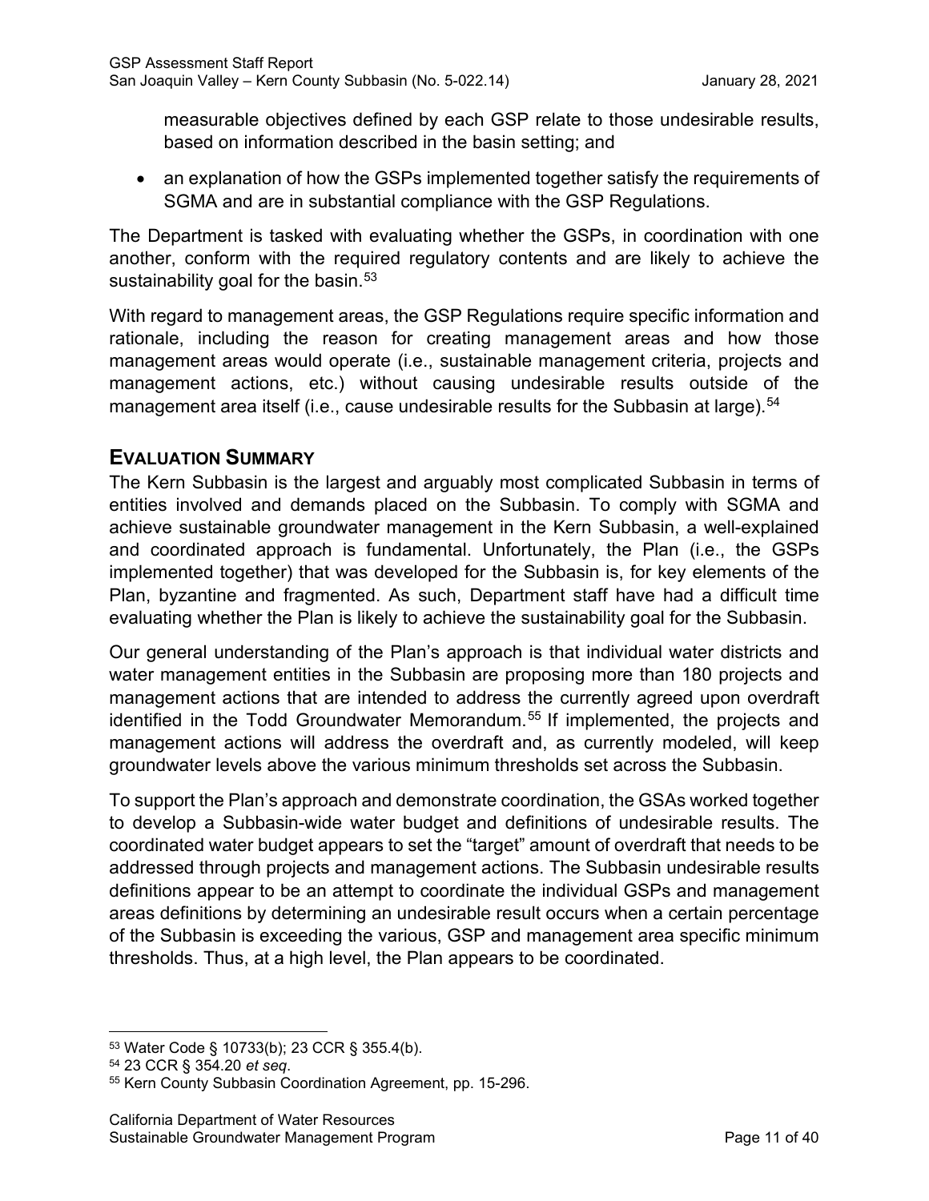measurable objectives defined by each GSP relate to those undesirable results, based on information described in the basin setting; and

- an explanation of how the GSPs implemented together satisfy the requirements of SGMA and are in substantial compliance with the GSP Regulations.

The Department is tasked with evaluating whether the GSPs, in coordination with one another, conform with the required regulatory contents and are likely to achieve the sustainability goal for the basin.[53]

With regard to management areas, the GSP Regulations require specific information and rationale, including the reason for creating management areas and how those management areas would operate (i.e., sustainable management criteria, projects and management actions, etc.) without causing undesirable results outside of the management area itself (i.e., cause undesirable results for the Subbasin at large).[54]

## EVALUATION SUMMARY

The Kern Subbasin is the largest and arguably most complicated Subbasin in terms of entities involved and demands placed on the Subbasin. To comply with SGMA and achieve sustainable groundwater management in the Kern Subbasin, a well-explained and coordinated approach is fundamental. Unfortunately, the Plan (i.e., the GSPs implemented together) that was developed for the Subbasin is, for key elements of the Plan, byzantine and fragmented. As such, Department staff have had a difficult time evaluating whether the Plan is likely to achieve the sustainability goal for the Subbasin.

Our general understanding of the Plan's approach is that individual water districts and water management entities in the Subbasin are proposing more than 180 projects and management actions that are intended to address the currently agreed upon overdraft identified in the Todd Groundwater Memorandum.[55] If implemented, the projects and management actions will address the overdraft and, as currently modeled, will keep groundwater levels above the various minimum thresholds set across the Subbasin.

To support the Plan's approach and demonstrate coordination, the GSAs worked together to develop a Subbasin-wide water budget and definitions of undesirable results. The coordinated water budget appears to set the "target" amount of overdraft that needs to be addressed through projects and management actions. The Subbasin undesirable results definitions appear to be an attempt to coordinate the individual GSPs and management areas definitions by determining an undesirable result occurs when a certain percentage of the Subbasin is exceeding the various, GSP and management area specific minimum thresholds. Thus, at a high level, the Plan appears to be coordinated.

---

[53] Water Code § 10733(b); 23 CCR § 355.4(b).

[54] 23 CCR § 354.20 *et seq*.

[55] Kern County Subbasin Coordination Agreement, pp. 15-296.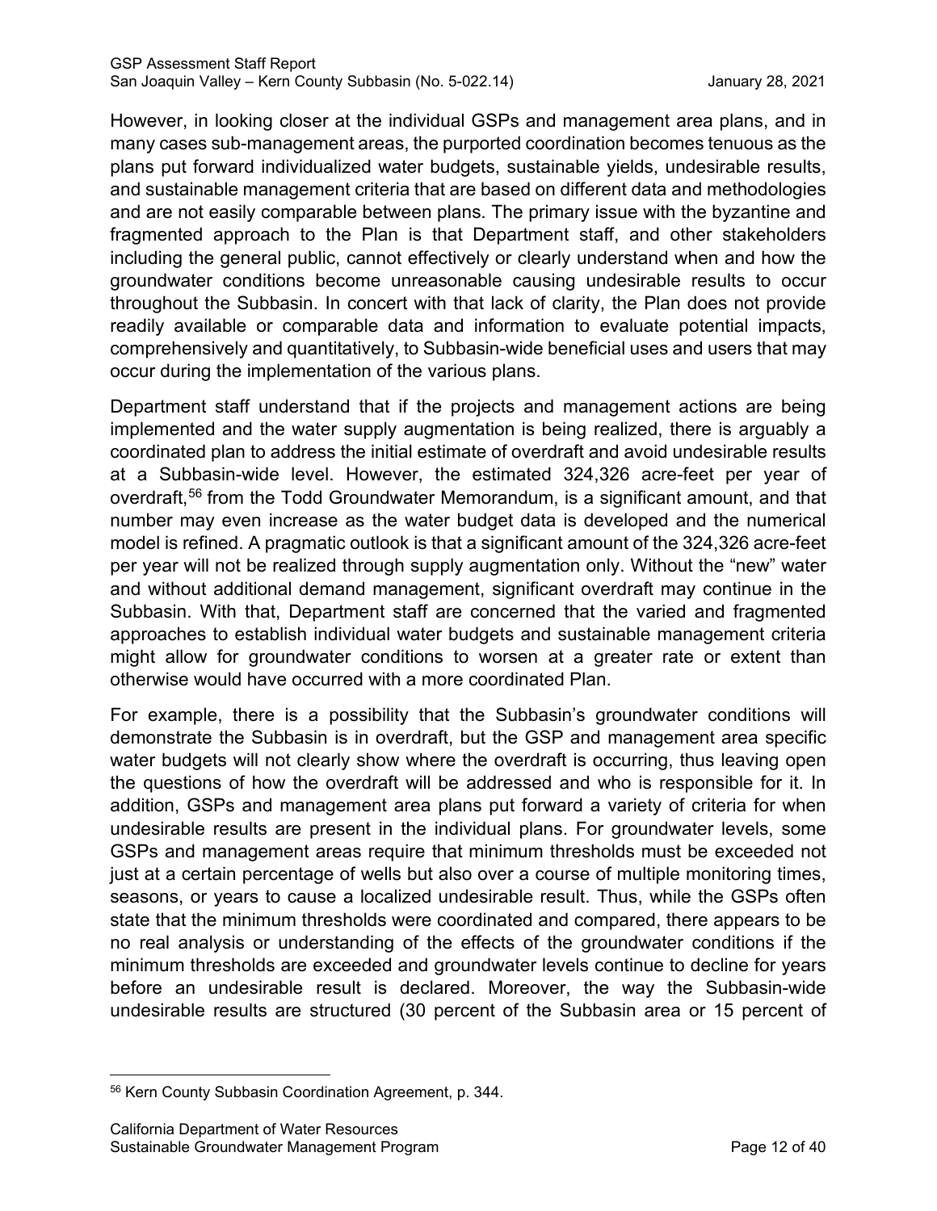However, in looking closer at the individual GSPs and management area plans, and in many cases sub-management areas, the purported coordination becomes tenuous as the plans put forward individualized water budgets, sustainable yields, undesirable results, and sustainable management criteria that are based on different data and methodologies and are not easily comparable between plans. The primary issue with the byzantine and fragmented approach to the Plan is that Department staff, and other stakeholders including the general public, cannot effectively or clearly understand when and how the groundwater conditions become unreasonable causing undesirable results to occur throughout the Subbasin. In concert with that lack of clarity, the Plan does not provide readily available or comparable data and information to evaluate potential impacts, comprehensively and quantitatively, to Subbasin-wide beneficial uses and users that may occur during the implementation of the various plans.

Department staff understand that if the projects and management actions are being implemented and the water supply augmentation is being realized, there is arguably a coordinated plan to address the initial estimate of overdraft and avoid undesirable results at a Subbasin-wide level. However, the estimated 324,326 acre-feet per year of overdraft,[56] from the Todd Groundwater Memorandum, is a significant amount, and that number may even increase as the water budget data is developed and the numerical model is refined. A pragmatic outlook is that a significant amount of the 324,326 acre-feet per year will not be realized through supply augmentation only. Without the "new" water and without additional demand management, significant overdraft may continue in the Subbasin. With that, Department staff are concerned that the varied and fragmented approaches to establish individual water budgets and sustainable management criteria might allow for groundwater conditions to worsen at a greater rate or extent than otherwise would have occurred with a more coordinated Plan.

For example, there is a possibility that the Subbasin's groundwater conditions will demonstrate the Subbasin is in overdraft, but the GSP and management area specific water budgets will not clearly show where the overdraft is occurring, thus leaving open the questions of how the overdraft will be addressed and who is responsible for it. In addition, GSPs and management area plans put forward a variety of criteria for when undesirable results are present in the individual plans. For groundwater levels, some GSPs and management areas require that minimum thresholds must be exceeded not just at a certain percentage of wells but also over a course of multiple monitoring times, seasons, or years to cause a localized undesirable result. Thus, while the GSPs often state that the minimum thresholds were coordinated and compared, there appears to be no real analysis or understanding of the effects of the groundwater conditions if the minimum thresholds are exceeded and groundwater levels continue to decline for years before an undesirable result is declared. Moreover, the way the Subbasin-wide undesirable results are structured (30 percent of the Subbasin area or 15 percent of

[56] Kern County Subbasin Coordination Agreement, p. 344.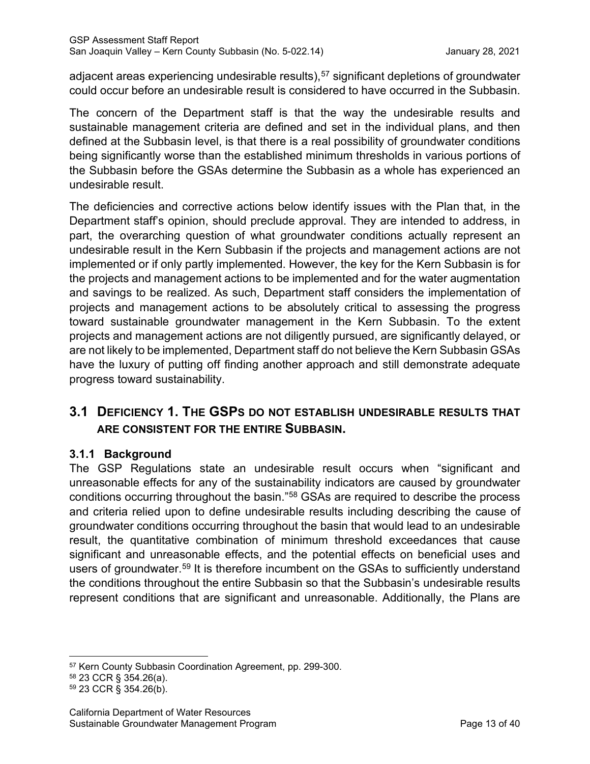adjacent areas experiencing undesirable results),[57] significant depletions of groundwater could occur before an undesirable result is considered to have occurred in the Subbasin.

The concern of the Department staff is that the way the undesirable results and sustainable management criteria are defined and set in the individual plans, and then defined at the Subbasin level, is that there is a real possibility of groundwater conditions being significantly worse than the established minimum thresholds in various portions of the Subbasin before the GSAs determine the Subbasin as a whole has experienced an undesirable result.

The deficiencies and corrective actions below identify issues with the Plan that, in the Department staff's opinion, should preclude approval. They are intended to address, in part, the overarching question of what groundwater conditions actually represent an undesirable result in the Kern Subbasin if the projects and management actions are not implemented or if only partly implemented. However, the key for the Kern Subbasin is for the projects and management actions to be implemented and for the water augmentation and savings to be realized. As such, Department staff considers the implementation of projects and management actions to be absolutely critical to assessing the progress toward sustainable groundwater management in the Kern Subbasin. To the extent projects and management actions are not diligently pursued, are significantly delayed, or are not likely to be implemented, Department staff do not believe the Kern Subbasin GSAs have the luxury of putting off finding another approach and still demonstrate adequate progress toward sustainability.

## 3.1 Deficiency 1. The GSPs do not establish undesirable results that are consistent for the entire Subbasin.

### 3.1.1 Background

The GSP Regulations state an undesirable result occurs when "significant and unreasonable effects for any of the sustainability indicators are caused by groundwater conditions occurring throughout the basin."[58] GSAs are required to describe the process and criteria relied upon to define undesirable results including describing the cause of groundwater conditions occurring throughout the basin that would lead to an undesirable result, the quantitative combination of minimum threshold exceedances that cause significant and unreasonable effects, and the potential effects on beneficial uses and users of groundwater.[59] It is therefore incumbent on the GSAs to sufficiently understand the conditions throughout the entire Subbasin so that the Subbasin's undesirable results represent conditions that are significant and unreasonable. Additionally, the Plans are

[57] Kern County Subbasin Coordination Agreement, pp. 299-300.
[58] 23 CCR § 354.26(a).
[59] 23 CCR § 354.26(b).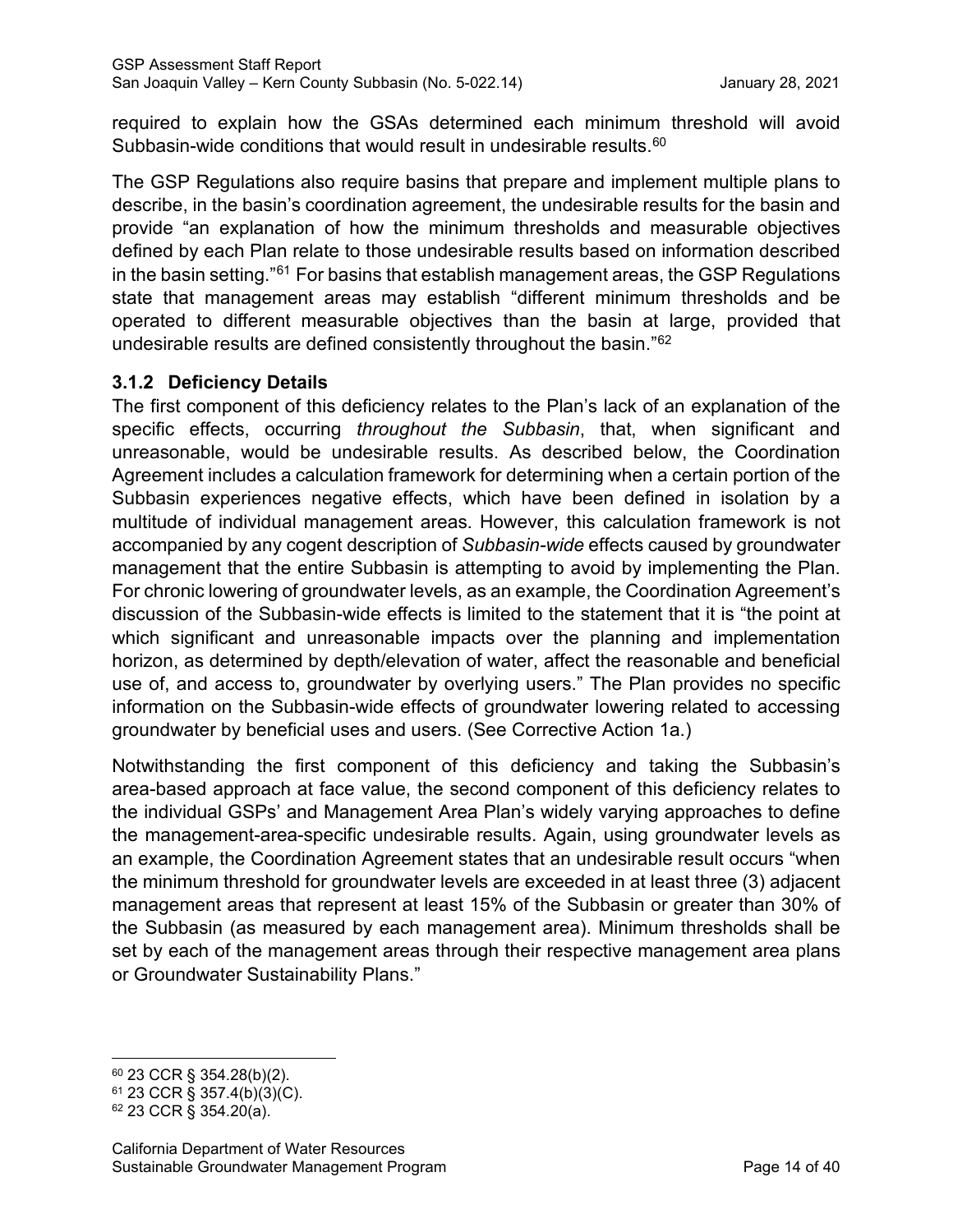required to explain how the GSAs determined each minimum threshold will avoid Subbasin-wide conditions that would result in undesirable results.[60]

The GSP Regulations also require basins that prepare and implement multiple plans to describe, in the basin's coordination agreement, the undesirable results for the basin and provide "an explanation of how the minimum thresholds and measurable objectives defined by each Plan relate to those undesirable results based on information described in the basin setting."[61] For basins that establish management areas, the GSP Regulations state that management areas may establish "different minimum thresholds and be operated to different measurable objectives than the basin at large, provided that undesirable results are defined consistently throughout the basin."[62]

### 3.1.2 Deficiency Details

The first component of this deficiency relates to the Plan's lack of an explanation of the specific effects, occurring *throughout the Subbasin*, that, when significant and unreasonable, would be undesirable results. As described below, the Coordination Agreement includes a calculation framework for determining when a certain portion of the Subbasin experiences negative effects, which have been defined in isolation by a multitude of individual management areas. However, this calculation framework is not accompanied by any cogent description of *Subbasin-wide* effects caused by groundwater management that the entire Subbasin is attempting to avoid by implementing the Plan. For chronic lowering of groundwater levels, as an example, the Coordination Agreement's discussion of the Subbasin-wide effects is limited to the statement that it is "the point at which significant and unreasonable impacts over the planning and implementation horizon, as determined by depth/elevation of water, affect the reasonable and beneficial use of, and access to, groundwater by overlying users." The Plan provides no specific information on the Subbasin-wide effects of groundwater lowering related to accessing groundwater by beneficial uses and users. (See Corrective Action 1a.)

Notwithstanding the first component of this deficiency and taking the Subbasin's area-based approach at face value, the second component of this deficiency relates to the individual GSPs' and Management Area Plan's widely varying approaches to define the management-area-specific undesirable results. Again, using groundwater levels as an example, the Coordination Agreement states that an undesirable result occurs "when the minimum threshold for groundwater levels are exceeded in at least three (3) adjacent management areas that represent at least 15% of the Subbasin or greater than 30% of the Subbasin (as measured by each management area). Minimum thresholds shall be set by each of the management areas through their respective management area plans or Groundwater Sustainability Plans."

---

[60] 23 CCR § 354.28(b)(2).

[61] 23 CCR § 357.4(b)(3)(C).

[62] 23 CCR § 354.20(a).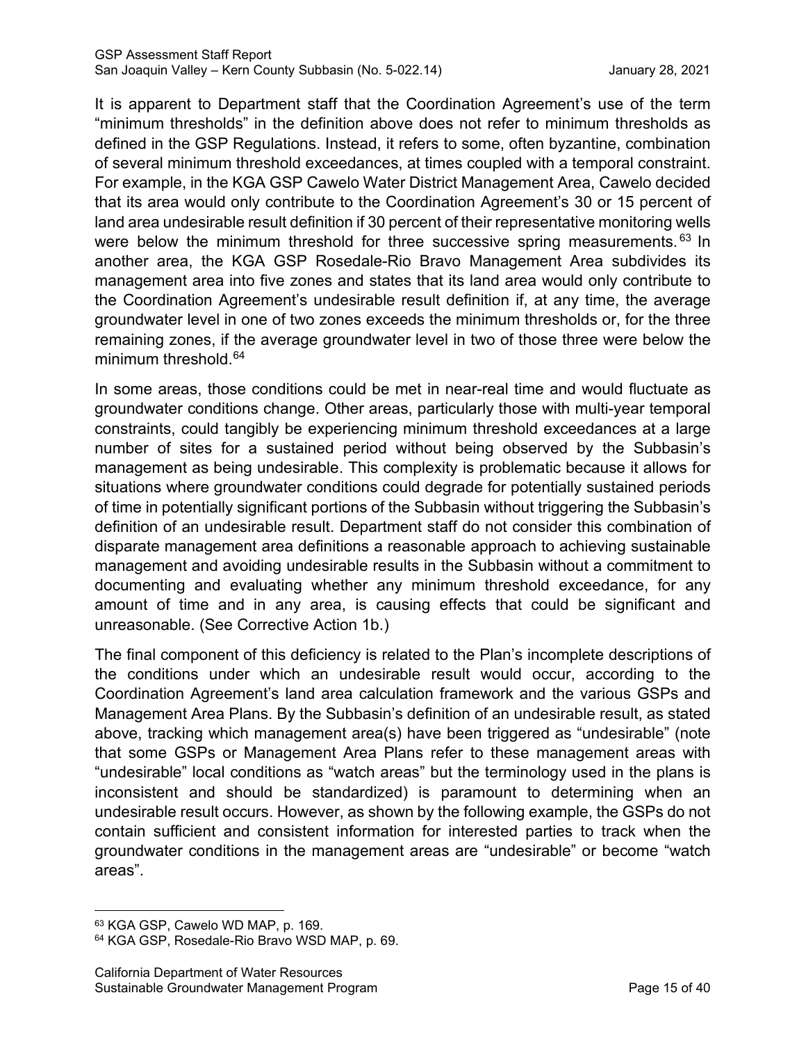It is apparent to Department staff that the Coordination Agreement's use of the term "minimum thresholds" in the definition above does not refer to minimum thresholds as defined in the GSP Regulations. Instead, it refers to some, often byzantine, combination of several minimum threshold exceedances, at times coupled with a temporal constraint. For example, in the KGA GSP Cawelo Water District Management Area, Cawelo decided that its area would only contribute to the Coordination Agreement's 30 or 15 percent of land area undesirable result definition if 30 percent of their representative monitoring wells were below the minimum threshold for three successive spring measurements.[63] In another area, the KGA GSP Rosedale-Rio Bravo Management Area subdivides its management area into five zones and states that its land area would only contribute to the Coordination Agreement's undesirable result definition if, at any time, the average groundwater level in one of two zones exceeds the minimum thresholds or, for the three remaining zones, if the average groundwater level in two of those three were below the minimum threshold.[64]

In some areas, those conditions could be met in near-real time and would fluctuate as groundwater conditions change. Other areas, particularly those with multi-year temporal constraints, could tangibly be experiencing minimum threshold exceedances at a large number of sites for a sustained period without being observed by the Subbasin's management as being undesirable. This complexity is problematic because it allows for situations where groundwater conditions could degrade for potentially sustained periods of time in potentially significant portions of the Subbasin without triggering the Subbasin's definition of an undesirable result. Department staff do not consider this combination of disparate management area definitions a reasonable approach to achieving sustainable management and avoiding undesirable results in the Subbasin without a commitment to documenting and evaluating whether any minimum threshold exceedance, for any amount of time and in any area, is causing effects that could be significant and unreasonable. (See Corrective Action 1b.)

The final component of this deficiency is related to the Plan's incomplete descriptions of the conditions under which an undesirable result would occur, according to the Coordination Agreement's land area calculation framework and the various GSPs and Management Area Plans. By the Subbasin's definition of an undesirable result, as stated above, tracking which management area(s) have been triggered as "undesirable" (note that some GSPs or Management Area Plans refer to these management areas with "undesirable" local conditions as "watch areas" but the terminology used in the plans is inconsistent and should be standardized) is paramount to determining when an undesirable result occurs. However, as shown by the following example, the GSPs do not contain sufficient and consistent information for interested parties to track when the groundwater conditions in the management areas are "undesirable" or become "watch areas".

---

[63] KGA GSP, Cawelo WD MAP, p. 169.

[64] KGA GSP, Rosedale-Rio Bravo WSD MAP, p. 69.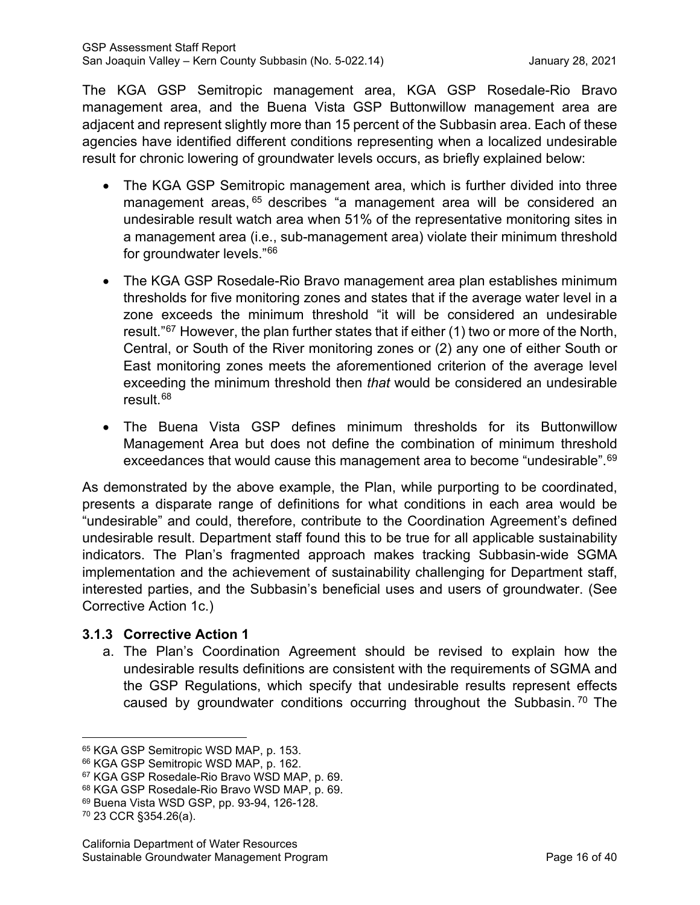The KGA GSP Semitropic management area, KGA GSP Rosedale-Rio Bravo management area, and the Buena Vista GSP Buttonwillow management area are adjacent and represent slightly more than 15 percent of the Subbasin area. Each of these agencies have identified different conditions representing when a localized undesirable result for chronic lowering of groundwater levels occurs, as briefly explained below:

- The KGA GSP Semitropic management area, which is further divided into three management areas,[65] describes "a management area will be considered an undesirable result watch area when 51% of the representative monitoring sites in a management area (i.e., sub-management area) violate their minimum threshold for groundwater levels."[66]
- The KGA GSP Rosedale-Rio Bravo management area plan establishes minimum thresholds for five monitoring zones and states that if the average water level in a zone exceeds the minimum threshold "it will be considered an undesirable result."[67] However, the plan further states that if either (1) two or more of the North, Central, or South of the River monitoring zones or (2) any one of either South or East monitoring zones meets the aforementioned criterion of the average level exceeding the minimum threshold then *that* would be considered an undesirable result.[68]
- The Buena Vista GSP defines minimum thresholds for its Buttonwillow Management Area but does not define the combination of minimum threshold exceedances that would cause this management area to become "undesirable".[69]

As demonstrated by the above example, the Plan, while purporting to be coordinated, presents a disparate range of definitions for what conditions in each area would be "undesirable" and could, therefore, contribute to the Coordination Agreement's defined undesirable result. Department staff found this to be true for all applicable sustainability indicators. The Plan's fragmented approach makes tracking Subbasin-wide SGMA implementation and the achievement of sustainability challenging for Department staff, interested parties, and the Subbasin's beneficial uses and users of groundwater. (See Corrective Action 1c.)

### 3.1.3 Corrective Action 1

a. The Plan's Coordination Agreement should be revised to explain how the undesirable results definitions are consistent with the requirements of SGMA and the GSP Regulations, which specify that undesirable results represent effects caused by groundwater conditions occurring throughout the Subbasin.[70] The

---

[65] KGA GSP Semitropic WSD MAP, p. 153.

[66] KGA GSP Semitropic WSD MAP, p. 162.

[67] KGA GSP Rosedale-Rio Bravo WSD MAP, p. 69.

[68] KGA GSP Rosedale-Rio Bravo WSD MAP, p. 69.

[69] Buena Vista WSD GSP, pp. 93-94, 126-128.

[70] 23 CCR §354.26(a).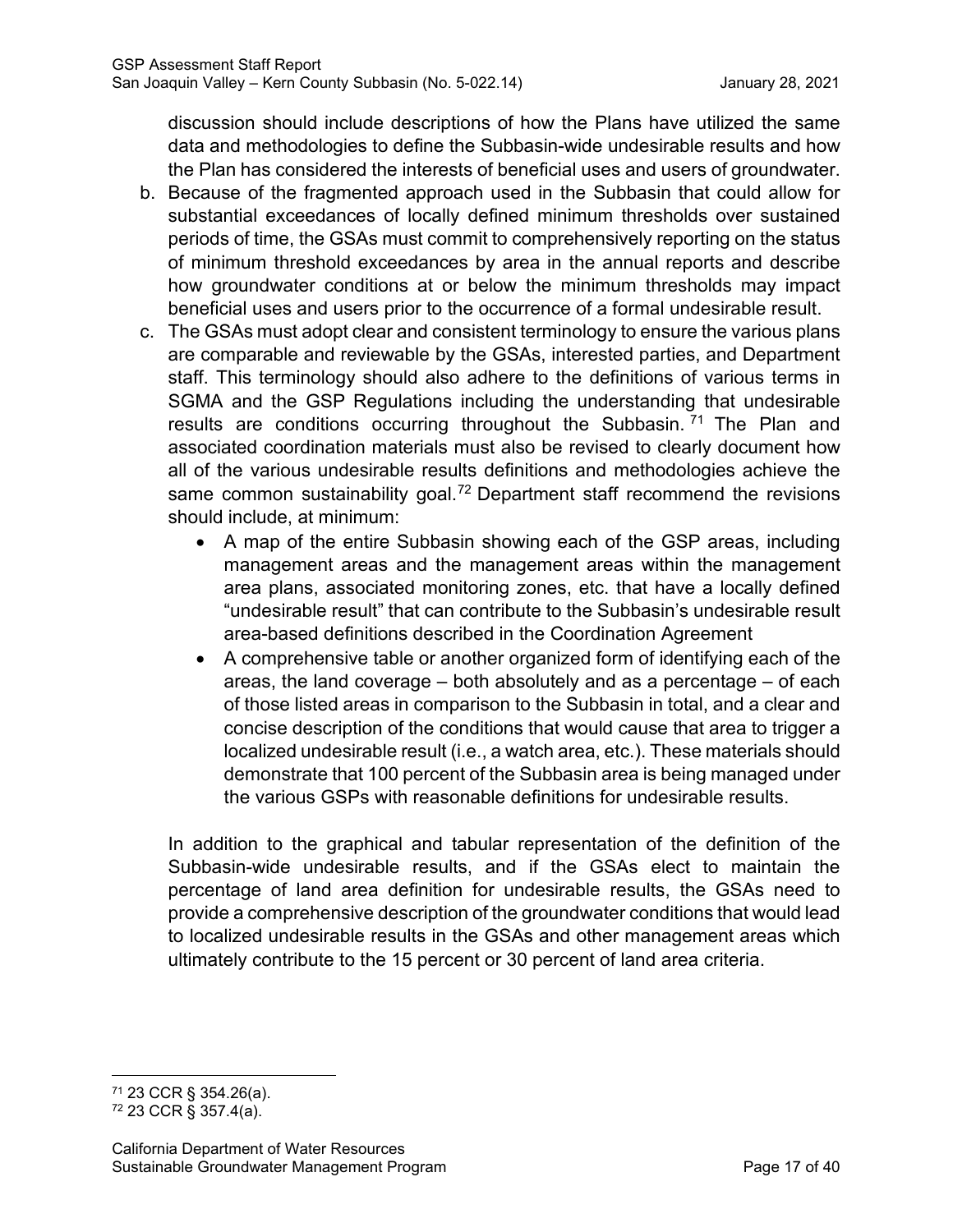discussion should include descriptions of how the Plans have utilized the same data and methodologies to define the Subbasin-wide undesirable results and how the Plan has considered the interests of beneficial uses and users of groundwater.

b. Because of the fragmented approach used in the Subbasin that could allow for substantial exceedances of locally defined minimum thresholds over sustained periods of time, the GSAs must commit to comprehensively reporting on the status of minimum threshold exceedances by area in the annual reports and describe how groundwater conditions at or below the minimum thresholds may impact beneficial uses and users prior to the occurrence of a formal undesirable result.

c. The GSAs must adopt clear and consistent terminology to ensure the various plans are comparable and reviewable by the GSAs, interested parties, and Department staff. This terminology should also adhere to the definitions of various terms in SGMA and the GSP Regulations including the understanding that undesirable results are conditions occurring throughout the Subbasin.[71] The Plan and associated coordination materials must also be revised to clearly document how all of the various undesirable results definitions and methodologies achieve the same common sustainability goal.[72] Department staff recommend the revisions should include, at minimum:

   - A map of the entire Subbasin showing each of the GSP areas, including management areas and the management areas within the management area plans, associated monitoring zones, etc. that have a locally defined "undesirable result" that can contribute to the Subbasin's undesirable result area-based definitions described in the Coordination Agreement
   - A comprehensive table or another organized form of identifying each of the areas, the land coverage – both absolutely and as a percentage – of each of those listed areas in comparison to the Subbasin in total, and a clear and concise description of the conditions that would cause that area to trigger a localized undesirable result (i.e., a watch area, etc.). These materials should demonstrate that 100 percent of the Subbasin area is being managed under the various GSPs with reasonable definitions for undesirable results.

   In addition to the graphical and tabular representation of the definition of the Subbasin-wide undesirable results, and if the GSAs elect to maintain the percentage of land area definition for undesirable results, the GSAs need to provide a comprehensive description of the groundwater conditions that would lead to localized undesirable results in the GSAs and other management areas which ultimately contribute to the 15 percent or 30 percent of land area criteria.

---

[71] 23 CCR § 354.26(a).

[72] 23 CCR § 357.4(a).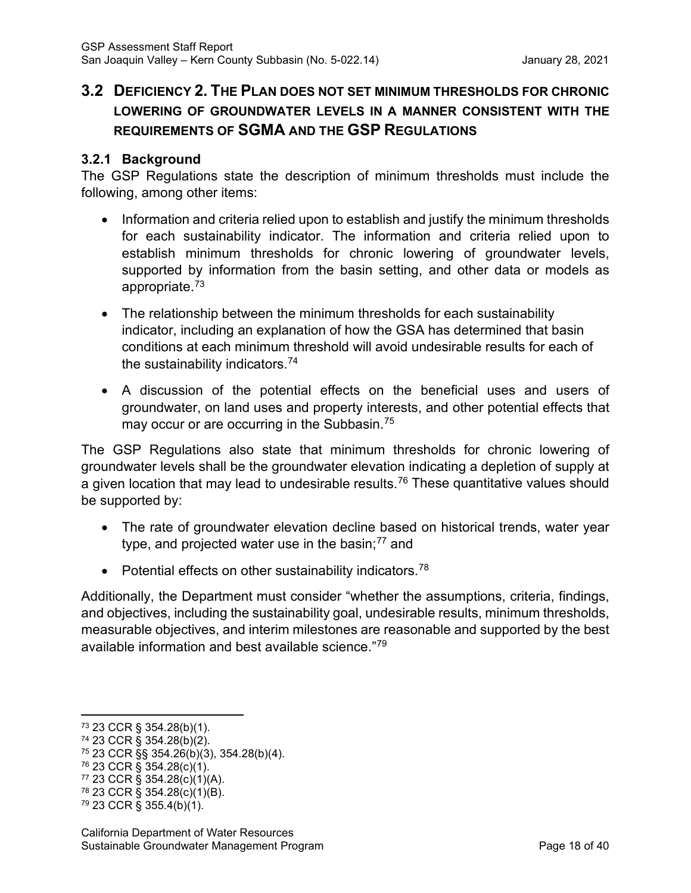## 3.2 Deficiency 2. The Plan does not set minimum thresholds for chronic lowering of groundwater levels in a manner consistent with the requirements of SGMA and the GSP Regulations

### 3.2.1 Background

The GSP Regulations state the description of minimum thresholds must include the following, among other items:

- Information and criteria relied upon to establish and justify the minimum thresholds for each sustainability indicator. The information and criteria relied upon to establish minimum thresholds for chronic lowering of groundwater levels, supported by information from the basin setting, and other data or models as appropriate.[73]
- The relationship between the minimum thresholds for each sustainability indicator, including an explanation of how the GSA has determined that basin conditions at each minimum threshold will avoid undesirable results for each of the sustainability indicators.[74]
- A discussion of the potential effects on the beneficial uses and users of groundwater, on land uses and property interests, and other potential effects that may occur or are occurring in the Subbasin.[75]

The GSP Regulations also state that minimum thresholds for chronic lowering of groundwater levels shall be the groundwater elevation indicating a depletion of supply at a given location that may lead to undesirable results.[76] These quantitative values should be supported by:

- The rate of groundwater elevation decline based on historical trends, water year type, and projected water use in the basin;[77] and
- Potential effects on other sustainability indicators.[78]

Additionally, the Department must consider "whether the assumptions, criteria, findings, and objectives, including the sustainability goal, undesirable results, minimum thresholds, measurable objectives, and interim milestones are reasonable and supported by the best available information and best available science."[79]

---

[73] 23 CCR § 354.28(b)(1).

[74] 23 CCR § 354.28(b)(2).

[75] 23 CCR §§ 354.26(b)(3), 354.28(b)(4).

[76] 23 CCR § 354.28(c)(1).

[77] 23 CCR § 354.28(c)(1)(A).

[78] 23 CCR § 354.28(c)(1)(B).

[79] 23 CCR § 355.4(b)(1).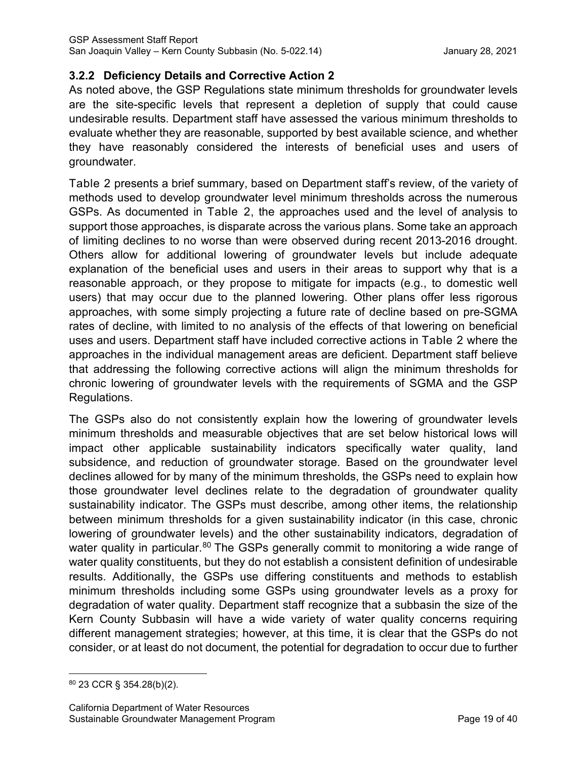### 3.2.2 Deficiency Details and Corrective Action 2

As noted above, the GSP Regulations state minimum thresholds for groundwater levels are the site-specific levels that represent a depletion of supply that could cause undesirable results. Department staff have assessed the various minimum thresholds to evaluate whether they are reasonable, supported by best available science, and whether they have reasonably considered the interests of beneficial uses and users of groundwater.

Table 2 presents a brief summary, based on Department staff's review, of the variety of methods used to develop groundwater level minimum thresholds across the numerous GSPs. As documented in Table 2, the approaches used and the level of analysis to support those approaches, is disparate across the various plans. Some take an approach of limiting declines to no worse than were observed during recent 2013-2016 drought. Others allow for additional lowering of groundwater levels but include adequate explanation of the beneficial uses and users in their areas to support why that is a reasonable approach, or they propose to mitigate for impacts (e.g., to domestic well users) that may occur due to the planned lowering. Other plans offer less rigorous approaches, with some simply projecting a future rate of decline based on pre-SGMA rates of decline, with limited to no analysis of the effects of that lowering on beneficial uses and users. Department staff have included corrective actions in Table 2 where the approaches in the individual management areas are deficient. Department staff believe that addressing the following corrective actions will align the minimum thresholds for chronic lowering of groundwater levels with the requirements of SGMA and the GSP Regulations.

The GSPs also do not consistently explain how the lowering of groundwater levels minimum thresholds and measurable objectives that are set below historical lows will impact other applicable sustainability indicators specifically water quality, land subsidence, and reduction of groundwater storage. Based on the groundwater level declines allowed for by many of the minimum thresholds, the GSPs need to explain how those groundwater level declines relate to the degradation of groundwater quality sustainability indicator. The GSPs must describe, among other items, the relationship between minimum thresholds for a given sustainability indicator (in this case, chronic lowering of groundwater levels) and the other sustainability indicators, degradation of water quality in particular.[80] The GSPs generally commit to monitoring a wide range of water quality constituents, but they do not establish a consistent definition of undesirable results. Additionally, the GSPs use differing constituents and methods to establish minimum thresholds including some GSPs using groundwater levels as a proxy for degradation of water quality. Department staff recognize that a subbasin the size of the Kern County Subbasin will have a wide variety of water quality concerns requiring different management strategies; however, at this time, it is clear that the GSPs do not consider, or at least do not document, the potential for degradation to occur due to further

[80] 23 CCR § 354.28(b)(2).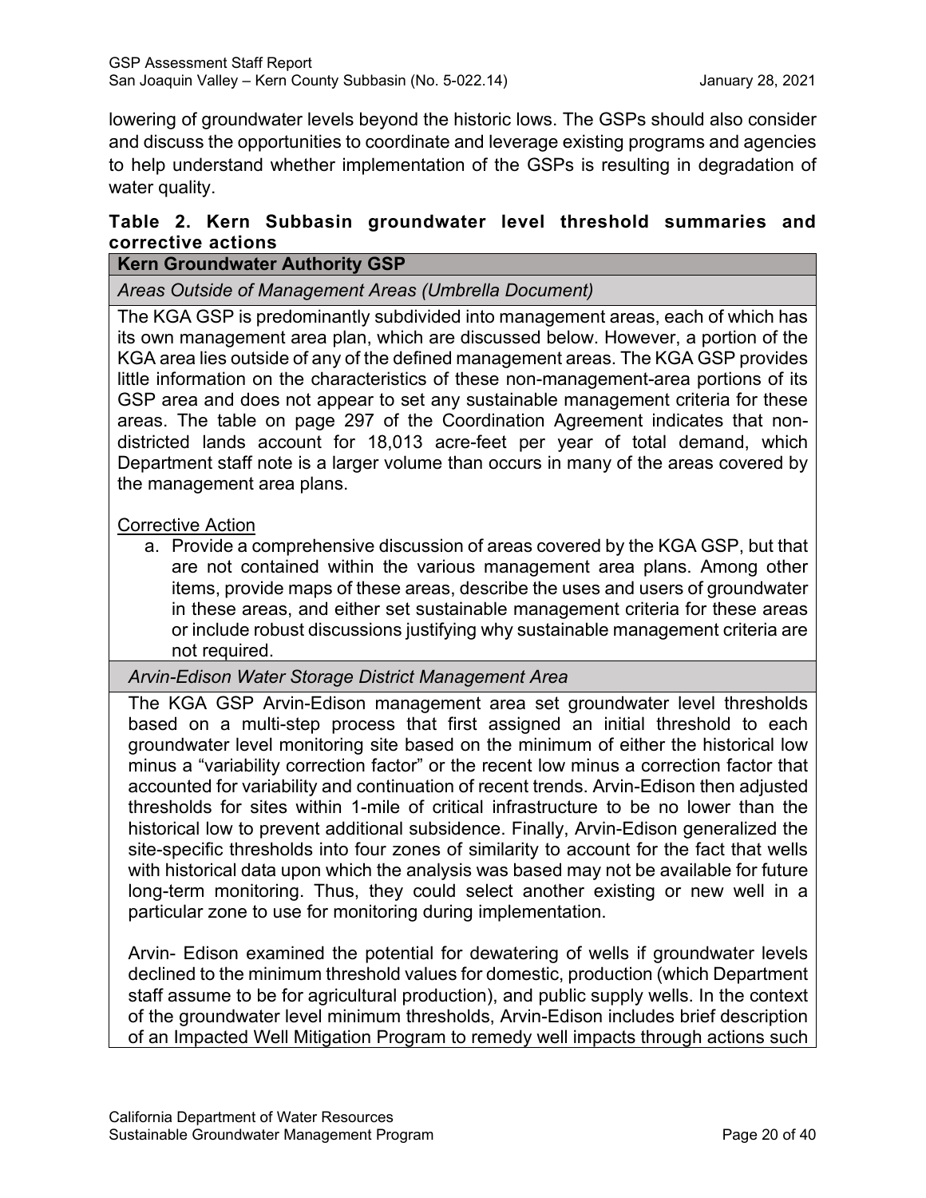lowering of groundwater levels beyond the historic lows. The GSPs should also consider and discuss the opportunities to coordinate and leverage existing programs and agencies to help understand whether implementation of the GSPs is resulting in degradation of water quality.

**Table 2. Kern Subbasin groundwater level threshold summaries and corrective actions**

| **Kern Groundwater Authority GSP** |
|---|
| *Areas Outside of Management Areas (Umbrella Document)* |
| The KGA GSP is predominantly subdivided into management areas, each of which has its own management area plan, which are discussed below. However, a portion of the KGA area lies outside of any of the defined management areas. The KGA GSP provides little information on the characteristics of these non-management-area portions of its GSP area and does not appear to set any sustainable management criteria for these areas. The table on page 297 of the Coordination Agreement indicates that non-districted lands account for 18,013 acre-feet per year of total demand, which Department staff note is a larger volume than occurs in many of the areas covered by the management area plans.<br><br><u>Corrective Action</u><br>a. Provide a comprehensive discussion of areas covered by the KGA GSP, but that are not contained within the various management area plans. Among other items, provide maps of these areas, describe the uses and users of groundwater in these areas, and either set sustainable management criteria for these areas or include robust discussions justifying why sustainable management criteria are not required. |
| *Arvin-Edison Water Storage District Management Area* |
| The KGA GSP Arvin-Edison management area set groundwater level thresholds based on a multi-step process that first assigned an initial threshold to each groundwater level monitoring site based on the minimum of either the historical low minus a "variability correction factor" or the recent low minus a correction factor that accounted for variability and continuation of recent trends. Arvin-Edison then adjusted thresholds for sites within 1-mile of critical infrastructure to be no lower than the historical low to prevent additional subsidence. Finally, Arvin-Edison generalized the site-specific thresholds into four zones of similarity to account for the fact that wells with historical data upon which the analysis was based may not be available for future long-term monitoring. Thus, they could select another existing or new well in a particular zone to use for monitoring during implementation.<br><br>Arvin- Edison examined the potential for dewatering of wells if groundwater levels declined to the minimum threshold values for domestic, production (which Department staff assume to be for agricultural production), and public supply wells. In the context of the groundwater level minimum thresholds, Arvin-Edison includes brief description of an Impacted Well Mitigation Program to remedy well impacts through actions such |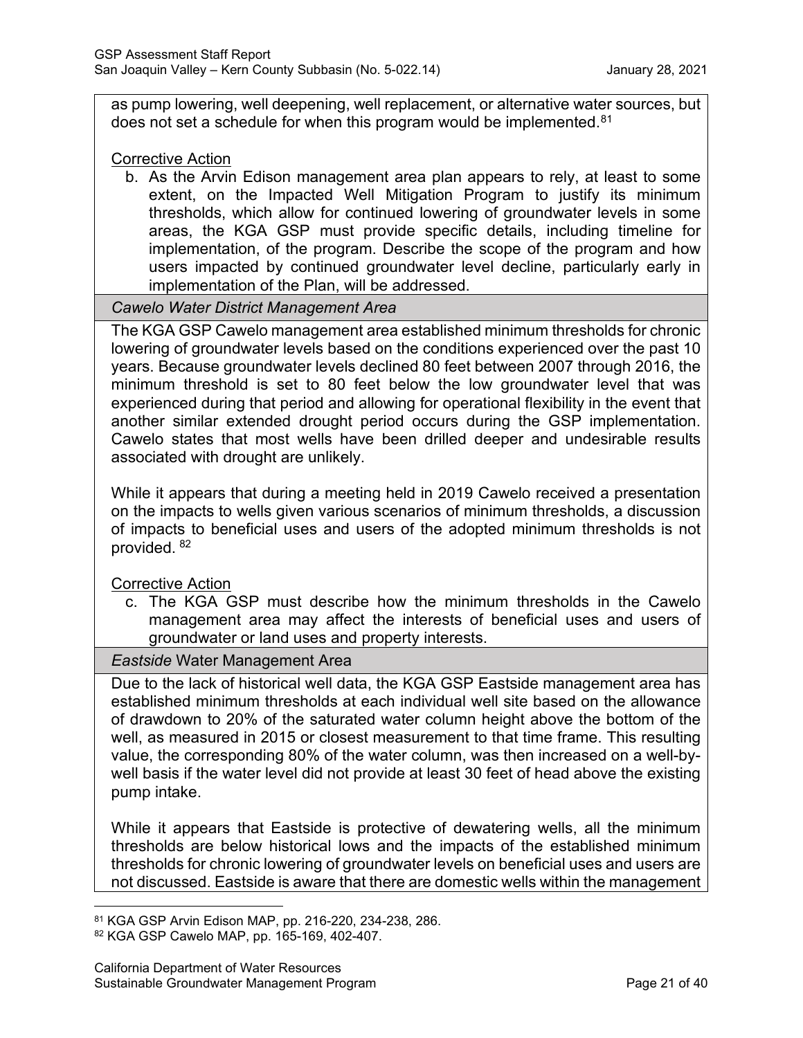as pump lowering, well deepening, well replacement, or alternative water sources, but does not set a schedule for when this program would be implemented.[81]

Corrective Action

b. As the Arvin Edison management area plan appears to rely, at least to some extent, on the Impacted Well Mitigation Program to justify its minimum thresholds, which allow for continued lowering of groundwater levels in some areas, the KGA GSP must provide specific details, including timeline for implementation, of the program. Describe the scope of the program and how users impacted by continued groundwater level decline, particularly early in implementation of the Plan, will be addressed.

*Cawelo Water District Management Area*

The KGA GSP Cawelo management area established minimum thresholds for chronic lowering of groundwater levels based on the conditions experienced over the past 10 years. Because groundwater levels declined 80 feet between 2007 through 2016, the minimum threshold is set to 80 feet below the low groundwater level that was experienced during that period and allowing for operational flexibility in the event that another similar extended drought period occurs during the GSP implementation. Cawelo states that most wells have been drilled deeper and undesirable results associated with drought are unlikely.

While it appears that during a meeting held in 2019 Cawelo received a presentation on the impacts to wells given various scenarios of minimum thresholds, a discussion of impacts to beneficial uses and users of the adopted minimum thresholds is not provided.[82]

Corrective Action

c. The KGA GSP must describe how the minimum thresholds in the Cawelo management area may affect the interests of beneficial uses and users of groundwater or land uses and property interests.

*Eastside* Water Management Area

Due to the lack of historical well data, the KGA GSP Eastside management area has established minimum thresholds at each individual well site based on the allowance of drawdown to 20% of the saturated water column height above the bottom of the well, as measured in 2015 or closest measurement to that time frame. This resulting value, the corresponding 80% of the water column, was then increased on a well-by-well basis if the water level did not provide at least 30 feet of head above the existing pump intake.

While it appears that Eastside is protective of dewatering wells, all the minimum thresholds are below historical lows and the impacts of the established minimum thresholds for chronic lowering of groundwater levels on beneficial uses and users are not discussed. Eastside is aware that there are domestic wells within the management

---

[81] KGA GSP Arvin Edison MAP, pp. 216-220, 234-238, 286.

[82] KGA GSP Cawelo MAP, pp. 165-169, 402-407.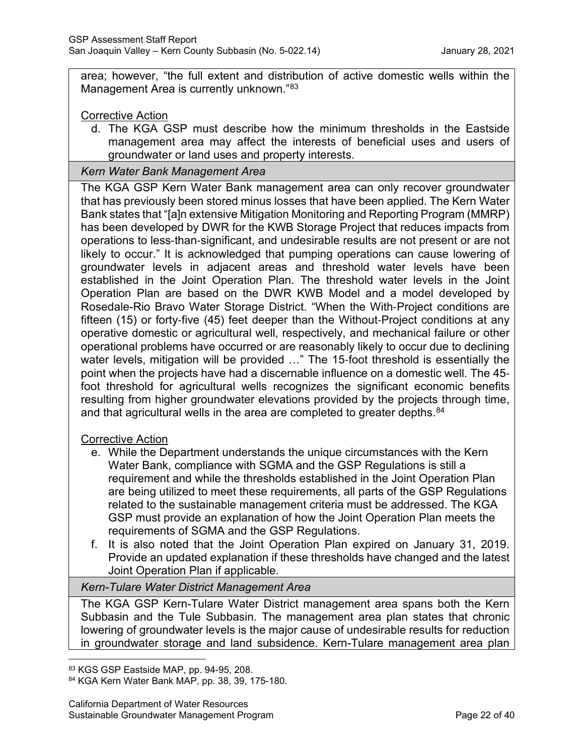area; however, "the full extent and distribution of active domestic wells within the Management Area is currently unknown."[83]

Corrective Action

d. The KGA GSP must describe how the minimum thresholds in the Eastside management area may affect the interests of beneficial uses and users of groundwater or land uses and property interests.

*Kern Water Bank Management Area*

The KGA GSP Kern Water Bank management area can only recover groundwater that has previously been stored minus losses that have been applied. The Kern Water Bank states that "[a]n extensive Mitigation Monitoring and Reporting Program (MMRP) has been developed by DWR for the KWB Storage Project that reduces impacts from operations to less-than-significant, and undesirable results are not present or are not likely to occur." It is acknowledged that pumping operations can cause lowering of groundwater levels in adjacent areas and threshold water levels have been established in the Joint Operation Plan. The threshold water levels in the Joint Operation Plan are based on the DWR KWB Model and a model developed by Rosedale-Rio Bravo Water Storage District. "When the With-Project conditions are fifteen (15) or forty-five (45) feet deeper than the Without-Project conditions at any operative domestic or agricultural well, respectively, and mechanical failure or other operational problems have occurred or are reasonably likely to occur due to declining water levels, mitigation will be provided …" The 15-foot threshold is essentially the point when the projects have had a discernable influence on a domestic well. The 45-foot threshold for agricultural wells recognizes the significant economic benefits resulting from higher groundwater elevations provided by the projects through time, and that agricultural wells in the area are completed to greater depths.[84]

Corrective Action

e. While the Department understands the unique circumstances with the Kern Water Bank, compliance with SGMA and the GSP Regulations is still a requirement and while the thresholds established in the Joint Operation Plan are being utilized to meet these requirements, all parts of the GSP Regulations related to the sustainable management criteria must be addressed. The KGA GSP must provide an explanation of how the Joint Operation Plan meets the requirements of SGMA and the GSP Regulations.
f. It is also noted that the Joint Operation Plan expired on January 31, 2019. Provide an updated explanation if these thresholds have changed and the latest Joint Operation Plan if applicable.

*Kern-Tulare Water District Management Area*

The KGA GSP Kern-Tulare Water District management area spans both the Kern Subbasin and the Tule Subbasin. The management area plan states that chronic lowering of groundwater levels is the major cause of undesirable results for reduction in groundwater storage and land subsidence. Kern-Tulare management area plan

[83] KGS GSP Eastside MAP, pp. 94-95, 208.

[84] KGA Kern Water Bank MAP, pp. 38, 39, 175-180.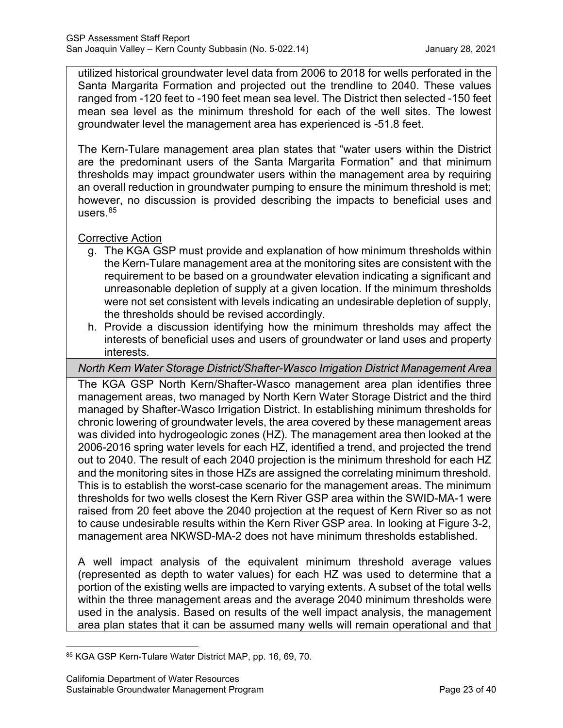utilized historical groundwater level data from 2006 to 2018 for wells perforated in the Santa Margarita Formation and projected out the trendline to 2040. These values ranged from -120 feet to -190 feet mean sea level. The District then selected -150 feet mean sea level as the minimum threshold for each of the well sites. The lowest groundwater level the management area has experienced is -51.8 feet.

The Kern-Tulare management area plan states that "water users within the District are the predominant users of the Santa Margarita Formation" and that minimum thresholds may impact groundwater users within the management area by requiring an overall reduction in groundwater pumping to ensure the minimum threshold is met; however, no discussion is provided describing the impacts to beneficial uses and users.[85]

<u>Corrective Action</u>

g. The KGA GSP must provide and explanation of how minimum thresholds within the Kern-Tulare management area at the monitoring sites are consistent with the requirement to be based on a groundwater elevation indicating a significant and unreasonable depletion of supply at a given location. If the minimum thresholds were not set consistent with levels indicating an undesirable depletion of supply, the thresholds should be revised accordingly.
h. Provide a discussion identifying how the minimum thresholds may affect the interests of beneficial uses and users of groundwater or land uses and property interests.

*North Kern Water Storage District/Shafter-Wasco Irrigation District Management Area*

The KGA GSP North Kern/Shafter-Wasco management area plan identifies three management areas, two managed by North Kern Water Storage District and the third managed by Shafter-Wasco Irrigation District. In establishing minimum thresholds for chronic lowering of groundwater levels, the area covered by these management areas was divided into hydrogeologic zones (HZ). The management area then looked at the 2006-2016 spring water levels for each HZ, identified a trend, and projected the trend out to 2040. The result of each 2040 projection is the minimum threshold for each HZ and the monitoring sites in those HZs are assigned the correlating minimum threshold. This is to establish the worst-case scenario for the management areas. The minimum thresholds for two wells closest the Kern River GSP area within the SWID-MA-1 were raised from 20 feet above the 2040 projection at the request of Kern River so as not to cause undesirable results within the Kern River GSP area. In looking at Figure 3-2, management area NKWSD-MA-2 does not have minimum thresholds established.

A well impact analysis of the equivalent minimum threshold average values (represented as depth to water values) for each HZ was used to determine that a portion of the existing wells are impacted to varying extents. A subset of the total wells within the three management areas and the average 2040 minimum thresholds were used in the analysis. Based on results of the well impact analysis, the management area plan states that it can be assumed many wells will remain operational and that

[85] KGA GSP Kern-Tulare Water District MAP, pp. 16, 69, 70.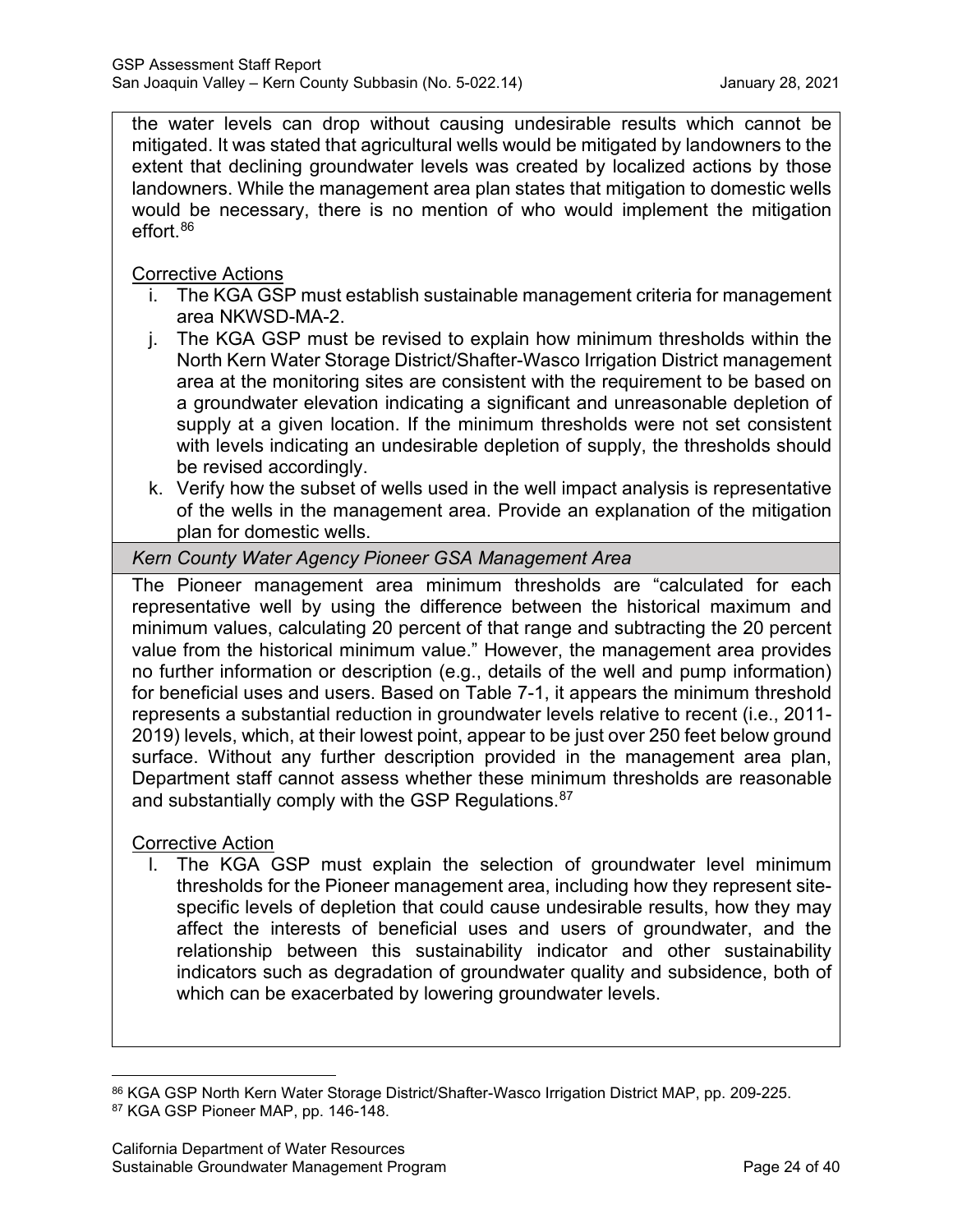the water levels can drop without causing undesirable results which cannot be mitigated. It was stated that agricultural wells would be mitigated by landowners to the extent that declining groundwater levels was created by localized actions by those landowners. While the management area plan states that mitigation to domestic wells would be necessary, there is no mention of who would implement the mitigation effort.[86]

Corrective Actions

i. The KGA GSP must establish sustainable management criteria for management area NKWSD-MA-2.
j. The KGA GSP must be revised to explain how minimum thresholds within the North Kern Water Storage District/Shafter-Wasco Irrigation District management area at the monitoring sites are consistent with the requirement to be based on a groundwater elevation indicating a significant and unreasonable depletion of supply at a given location. If the minimum thresholds were not set consistent with levels indicating an undesirable depletion of supply, the thresholds should be revised accordingly.
k. Verify how the subset of wells used in the well impact analysis is representative of the wells in the management area. Provide an explanation of the mitigation plan for domestic wells.

*Kern County Water Agency Pioneer GSA Management Area*

The Pioneer management area minimum thresholds are "calculated for each representative well by using the difference between the historical maximum and minimum values, calculating 20 percent of that range and subtracting the 20 percent value from the historical minimum value." However, the management area provides no further information or description (e.g., details of the well and pump information) for beneficial uses and users. Based on Table 7-1, it appears the minimum threshold represents a substantial reduction in groundwater levels relative to recent (i.e., 2011-2019) levels, which, at their lowest point, appear to be just over 250 feet below ground surface. Without any further description provided in the management area plan, Department staff cannot assess whether these minimum thresholds are reasonable and substantially comply with the GSP Regulations.[87]

Corrective Action

l. The KGA GSP must explain the selection of groundwater level minimum thresholds for the Pioneer management area, including how they represent site-specific levels of depletion that could cause undesirable results, how they may affect the interests of beneficial uses and users of groundwater, and the relationship between this sustainability indicator and other sustainability indicators such as degradation of groundwater quality and subsidence, both of which can be exacerbated by lowering groundwater levels.

---

[86] KGA GSP North Kern Water Storage District/Shafter-Wasco Irrigation District MAP, pp. 209-225.

[87] KGA GSP Pioneer MAP, pp. 146-148.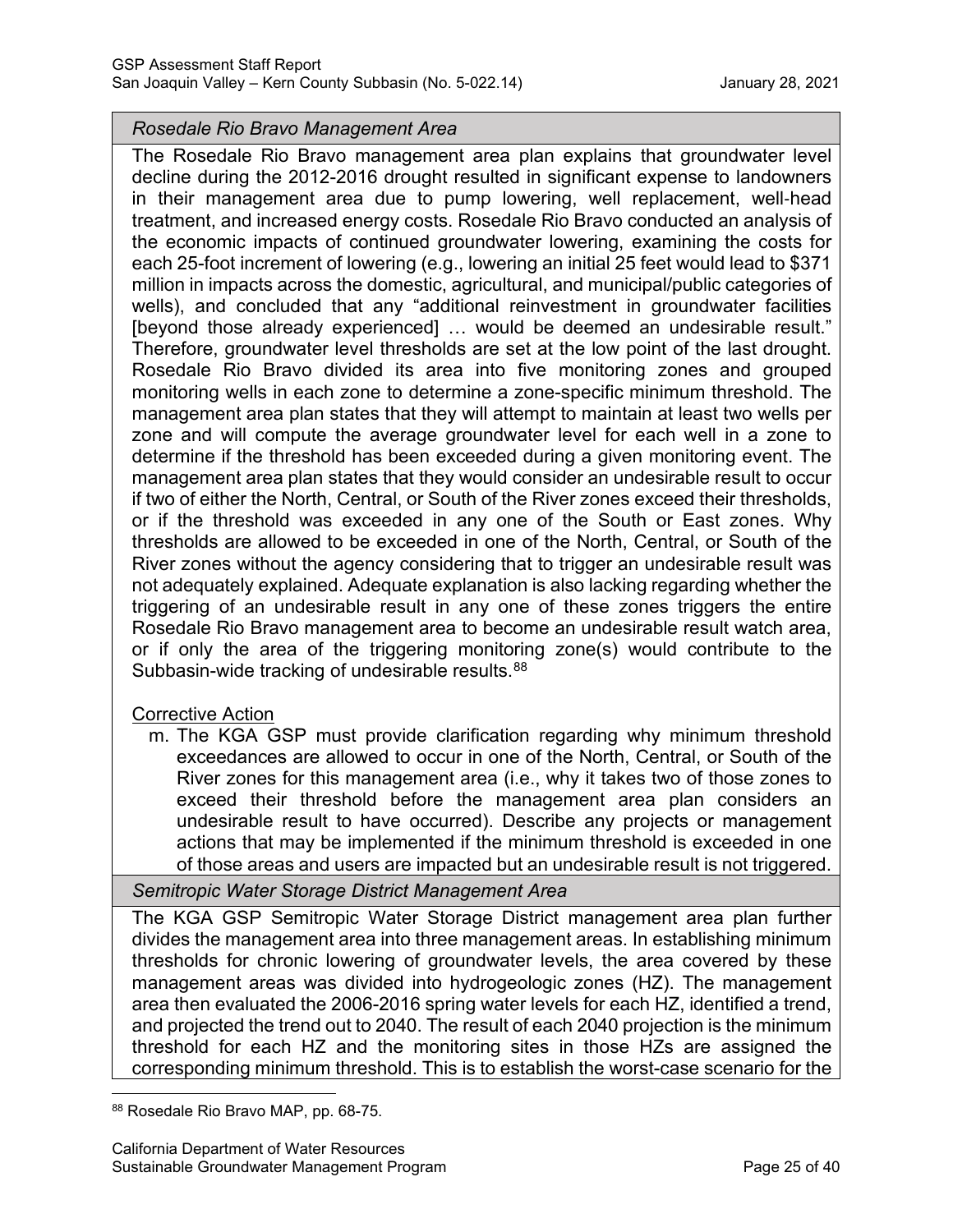*Rosedale Rio Bravo Management Area*

The Rosedale Rio Bravo management area plan explains that groundwater level decline during the 2012-2016 drought resulted in significant expense to landowners in their management area due to pump lowering, well replacement, well-head treatment, and increased energy costs. Rosedale Rio Bravo conducted an analysis of the economic impacts of continued groundwater lowering, examining the costs for each 25-foot increment of lowering (e.g., lowering an initial 25 feet would lead to $371 million in impacts across the domestic, agricultural, and municipal/public categories of wells), and concluded that any "additional reinvestment in groundwater facilities [beyond those already experienced] … would be deemed an undesirable result." Therefore, groundwater level thresholds are set at the low point of the last drought. Rosedale Rio Bravo divided its area into five monitoring zones and grouped monitoring wells in each zone to determine a zone-specific minimum threshold. The management area plan states that they will attempt to maintain at least two wells per zone and will compute the average groundwater level for each well in a zone to determine if the threshold has been exceeded during a given monitoring event. The management area plan states that they would consider an undesirable result to occur if two of either the North, Central, or South of the River zones exceed their thresholds, or if the threshold was exceeded in any one of the South or East zones. Why thresholds are allowed to be exceeded in one of the North, Central, or South of the River zones without the agency considering that to trigger an undesirable result was not adequately explained. Adequate explanation is also lacking regarding whether the triggering of an undesirable result in any one of these zones triggers the entire Rosedale Rio Bravo management area to become an undesirable result watch area, or if only the area of the triggering monitoring zone(s) would contribute to the Subbasin-wide tracking of undesirable results.[88]

Corrective Action

m. The KGA GSP must provide clarification regarding why minimum threshold exceedances are allowed to occur in one of the North, Central, or South of the River zones for this management area (i.e., why it takes two of those zones to exceed their threshold before the management area plan considers an undesirable result to have occurred). Describe any projects or management actions that may be implemented if the minimum threshold is exceeded in one of those areas and users are impacted but an undesirable result is not triggered.

*Semitropic Water Storage District Management Area*

The KGA GSP Semitropic Water Storage District management area plan further divides the management area into three management areas. In establishing minimum thresholds for chronic lowering of groundwater levels, the area covered by these management areas was divided into hydrogeologic zones (HZ). The management area then evaluated the 2006-2016 spring water levels for each HZ, identified a trend, and projected the trend out to 2040. The result of each 2040 projection is the minimum threshold for each HZ and the monitoring sites in those HZs are assigned the corresponding minimum threshold. This is to establish the worst-case scenario for the

[88] Rosedale Rio Bravo MAP, pp. 68-75.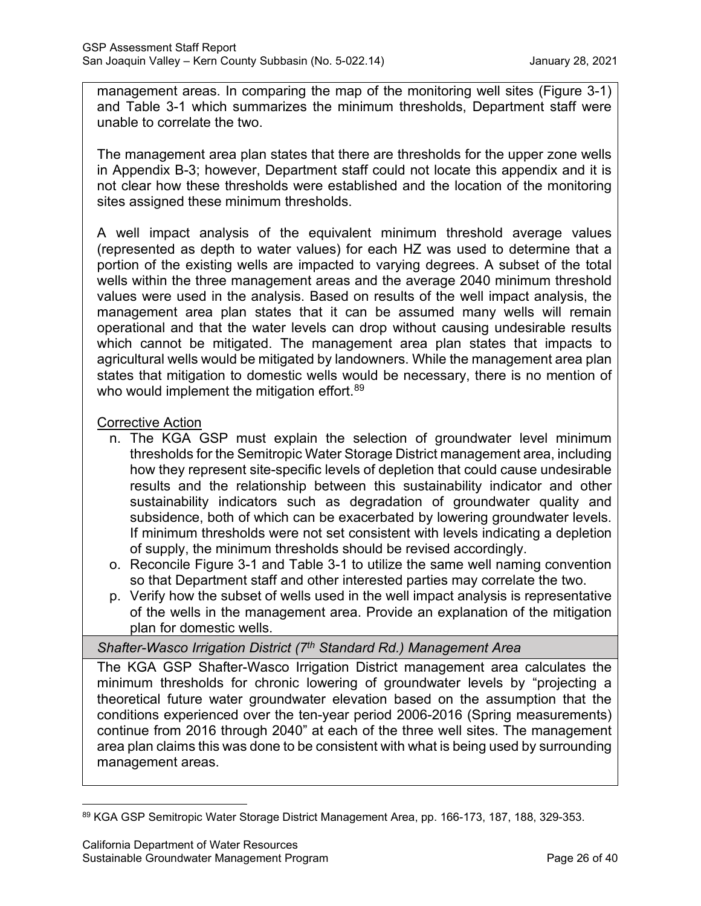management areas. In comparing the map of the monitoring well sites (Figure 3-1) and Table 3-1 which summarizes the minimum thresholds, Department staff were unable to correlate the two.

The management area plan states that there are thresholds for the upper zone wells in Appendix B-3; however, Department staff could not locate this appendix and it is not clear how these thresholds were established and the location of the monitoring sites assigned these minimum thresholds.

A well impact analysis of the equivalent minimum threshold average values (represented as depth to water values) for each HZ was used to determine that a portion of the existing wells are impacted to varying degrees. A subset of the total wells within the three management areas and the average 2040 minimum threshold values were used in the analysis. Based on results of the well impact analysis, the management area plan states that it can be assumed many wells will remain operational and that the water levels can drop without causing undesirable results which cannot be mitigated. The management area plan states that impacts to agricultural wells would be mitigated by landowners. While the management area plan states that mitigation to domestic wells would be necessary, there is no mention of who would implement the mitigation effort.[89]

Corrective Action

n. The KGA GSP must explain the selection of groundwater level minimum thresholds for the Semitropic Water Storage District management area, including how they represent site-specific levels of depletion that could cause undesirable results and the relationship between this sustainability indicator and other sustainability indicators such as degradation of groundwater quality and subsidence, both of which can be exacerbated by lowering groundwater levels. If minimum thresholds were not set consistent with levels indicating a depletion of supply, the minimum thresholds should be revised accordingly.
o. Reconcile Figure 3-1 and Table 3-1 to utilize the same well naming convention so that Department staff and other interested parties may correlate the two.
p. Verify how the subset of wells used in the well impact analysis is representative of the wells in the management area. Provide an explanation of the mitigation plan for domestic wells.

*Shafter-Wasco Irrigation District (7th Standard Rd.) Management Area*

The KGA GSP Shafter-Wasco Irrigation District management area calculates the minimum thresholds for chronic lowering of groundwater levels by "projecting a theoretical future water groundwater elevation based on the assumption that the conditions experienced over the ten-year period 2006-2016 (Spring measurements) continue from 2016 through 2040" at each of the three well sites. The management area plan claims this was done to be consistent with what is being used by surrounding management areas.

[89] KGA GSP Semitropic Water Storage District Management Area, pp. 166-173, 187, 188, 329-353.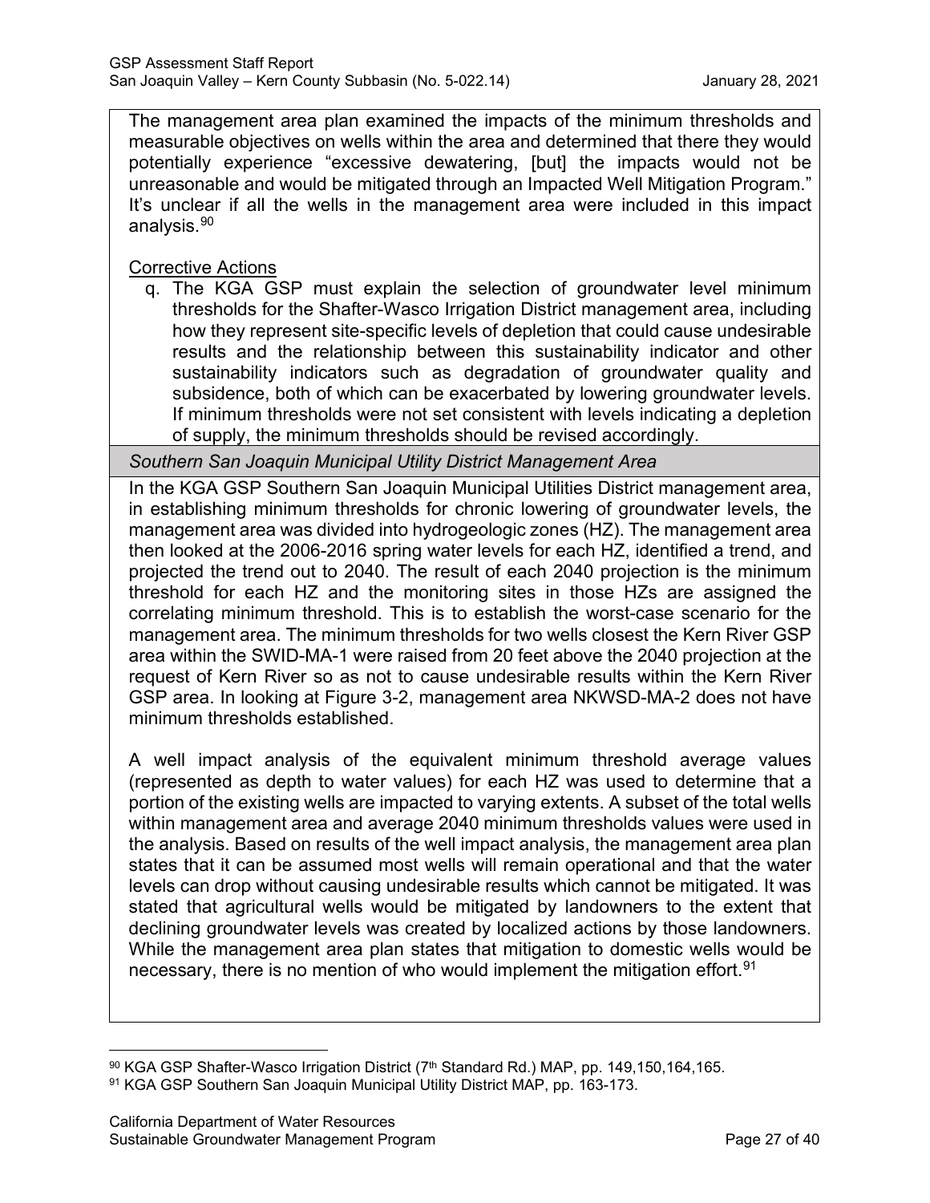The management area plan examined the impacts of the minimum thresholds and measurable objectives on wells within the area and determined that there they would potentially experience "excessive dewatering, [but] the impacts would not be unreasonable and would be mitigated through an Impacted Well Mitigation Program." It's unclear if all the wells in the management area were included in this impact analysis.[90]

Corrective Actions

q. The KGA GSP must explain the selection of groundwater level minimum thresholds for the Shafter-Wasco Irrigation District management area, including how they represent site-specific levels of depletion that could cause undesirable results and the relationship between this sustainability indicator and other sustainability indicators such as degradation of groundwater quality and subsidence, both of which can be exacerbated by lowering groundwater levels. If minimum thresholds were not set consistent with levels indicating a depletion of supply, the minimum thresholds should be revised accordingly.

*Southern San Joaquin Municipal Utility District Management Area*

In the KGA GSP Southern San Joaquin Municipal Utilities District management area, in establishing minimum thresholds for chronic lowering of groundwater levels, the management area was divided into hydrogeologic zones (HZ). The management area then looked at the 2006-2016 spring water levels for each HZ, identified a trend, and projected the trend out to 2040. The result of each 2040 projection is the minimum threshold for each HZ and the monitoring sites in those HZs are assigned the correlating minimum threshold. This is to establish the worst-case scenario for the management area. The minimum thresholds for two wells closest the Kern River GSP area within the SWID-MA-1 were raised from 20 feet above the 2040 projection at the request of Kern River so as not to cause undesirable results within the Kern River GSP area. In looking at Figure 3-2, management area NKWSD-MA-2 does not have minimum thresholds established.

A well impact analysis of the equivalent minimum threshold average values (represented as depth to water values) for each HZ was used to determine that a portion of the existing wells are impacted to varying extents. A subset of the total wells within management area and average 2040 minimum thresholds values were used in the analysis. Based on results of the well impact analysis, the management area plan states that it can be assumed most wells will remain operational and that the water levels can drop without causing undesirable results which cannot be mitigated. It was stated that agricultural wells would be mitigated by landowners to the extent that declining groundwater levels was created by localized actions by those landowners. While the management area plan states that mitigation to domestic wells would be necessary, there is no mention of who would implement the mitigation effort.[91]

[90] KGA GSP Shafter-Wasco Irrigation District (7th Standard Rd.) MAP, pp. 149,150,164,165.

[91] KGA GSP Southern San Joaquin Municipal Utility District MAP, pp. 163-173.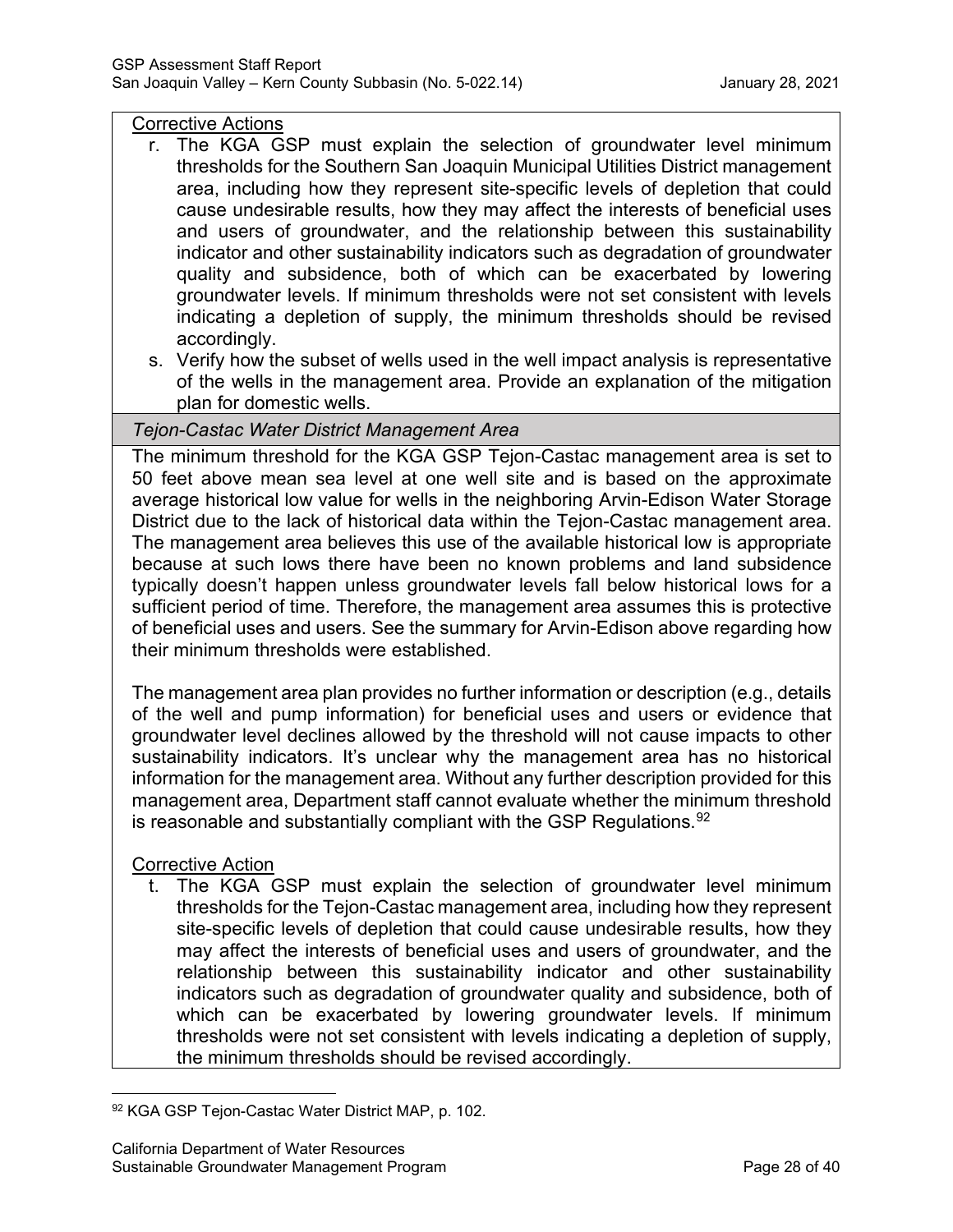Corrective Actions

r. The KGA GSP must explain the selection of groundwater level minimum thresholds for the Southern San Joaquin Municipal Utilities District management area, including how they represent site-specific levels of depletion that could cause undesirable results, how they may affect the interests of beneficial uses and users of groundwater, and the relationship between this sustainability indicator and other sustainability indicators such as degradation of groundwater quality and subsidence, both of which can be exacerbated by lowering groundwater levels. If minimum thresholds were not set consistent with levels indicating a depletion of supply, the minimum thresholds should be revised accordingly.

s. Verify how the subset of wells used in the well impact analysis is representative of the wells in the management area. Provide an explanation of the mitigation plan for domestic wells.

*Tejon-Castac Water District Management Area*

The minimum threshold for the KGA GSP Tejon-Castac management area is set to 50 feet above mean sea level at one well site and is based on the approximate average historical low value for wells in the neighboring Arvin-Edison Water Storage District due to the lack of historical data within the Tejon-Castac management area. The management area believes this use of the available historical low is appropriate because at such lows there have been no known problems and land subsidence typically doesn't happen unless groundwater levels fall below historical lows for a sufficient period of time. Therefore, the management area assumes this is protective of beneficial uses and users. See the summary for Arvin-Edison above regarding how their minimum thresholds were established.

The management area plan provides no further information or description (e.g., details of the well and pump information) for beneficial uses and users or evidence that groundwater level declines allowed by the threshold will not cause impacts to other sustainability indicators. It's unclear why the management area has no historical information for the management area. Without any further description provided for this management area, Department staff cannot evaluate whether the minimum threshold is reasonable and substantially compliant with the GSP Regulations.[92]

Corrective Action

t. The KGA GSP must explain the selection of groundwater level minimum thresholds for the Tejon-Castac management area, including how they represent site-specific levels of depletion that could cause undesirable results, how they may affect the interests of beneficial uses and users of groundwater, and the relationship between this sustainability indicator and other sustainability indicators such as degradation of groundwater quality and subsidence, both of which can be exacerbated by lowering groundwater levels. If minimum thresholds were not set consistent with levels indicating a depletion of supply, the minimum thresholds should be revised accordingly.

[92] KGA GSP Tejon-Castac Water District MAP, p. 102.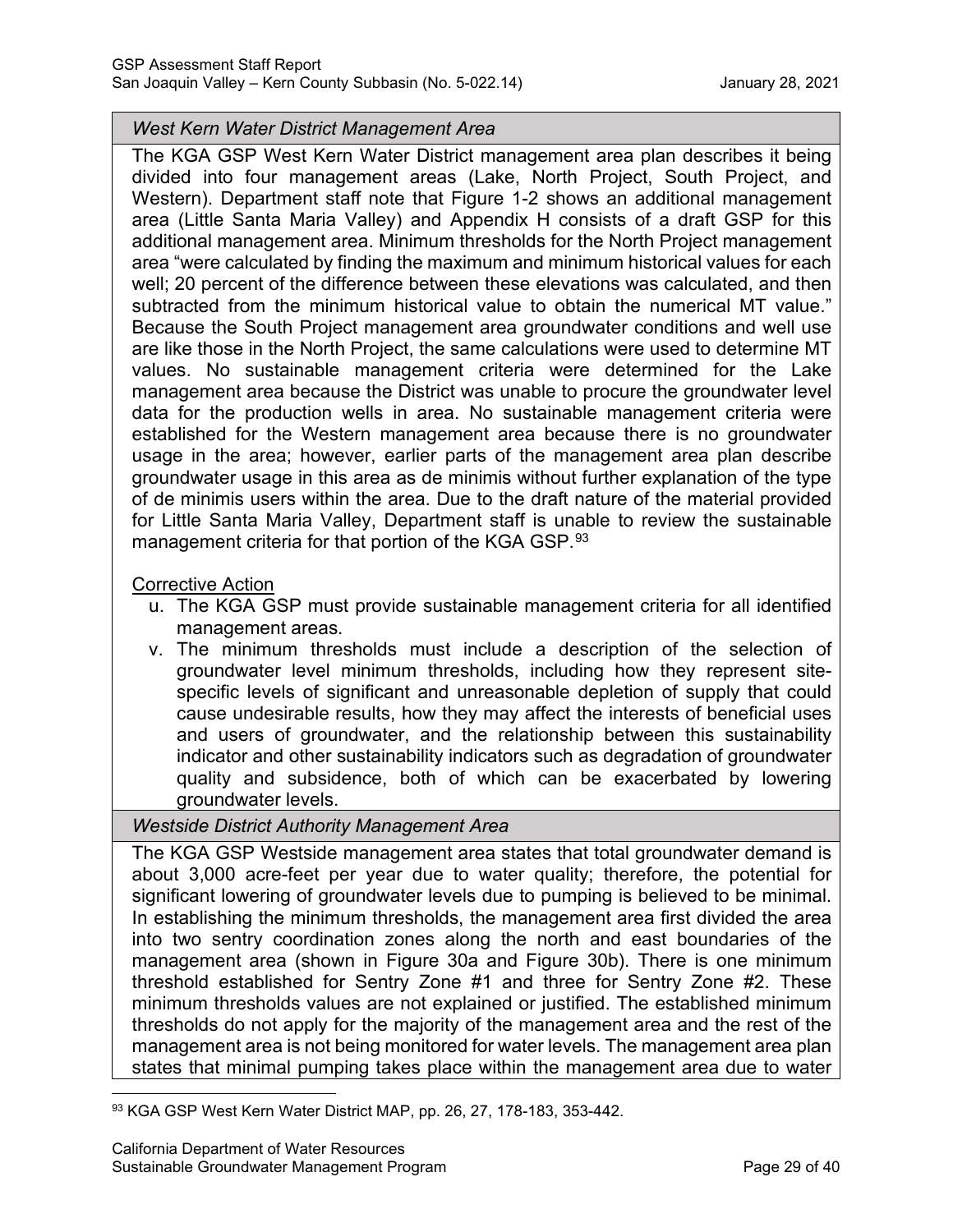*West Kern Water District Management Area*

The KGA GSP West Kern Water District management area plan describes it being divided into four management areas (Lake, North Project, South Project, and Western). Department staff note that Figure 1-2 shows an additional management area (Little Santa Maria Valley) and Appendix H consists of a draft GSP for this additional management area. Minimum thresholds for the North Project management area "were calculated by finding the maximum and minimum historical values for each well; 20 percent of the difference between these elevations was calculated, and then subtracted from the minimum historical value to obtain the numerical MT value." Because the South Project management area groundwater conditions and well use are like those in the North Project, the same calculations were used to determine MT values. No sustainable management criteria were determined for the Lake management area because the District was unable to procure the groundwater level data for the production wells in area. No sustainable management criteria were established for the Western management area because there is no groundwater usage in the area; however, earlier parts of the management area plan describe groundwater usage in this area as de minimis without further explanation of the type of de minimis users within the area. Due to the draft nature of the material provided for Little Santa Maria Valley, Department staff is unable to review the sustainable management criteria for that portion of the KGA GSP.[93]

Corrective Action

u. The KGA GSP must provide sustainable management criteria for all identified management areas.
v. The minimum thresholds must include a description of the selection of groundwater level minimum thresholds, including how they represent site-specific levels of significant and unreasonable depletion of supply that could cause undesirable results, how they may affect the interests of beneficial uses and users of groundwater, and the relationship between this sustainability indicator and other sustainability indicators such as degradation of groundwater quality and subsidence, both of which can be exacerbated by lowering groundwater levels.

*Westside District Authority Management Area*

The KGA GSP Westside management area states that total groundwater demand is about 3,000 acre-feet per year due to water quality; therefore, the potential for significant lowering of groundwater levels due to pumping is believed to be minimal. In establishing the minimum thresholds, the management area first divided the area into two sentry coordination zones along the north and east boundaries of the management area (shown in Figure 30a and Figure 30b). There is one minimum threshold established for Sentry Zone #1 and three for Sentry Zone #2. These minimum thresholds values are not explained or justified. The established minimum thresholds do not apply for the majority of the management area and the rest of the management area is not being monitored for water levels. The management area plan states that minimal pumping takes place within the management area due to water

[93] KGA GSP West Kern Water District MAP, pp. 26, 27, 178-183, 353-442.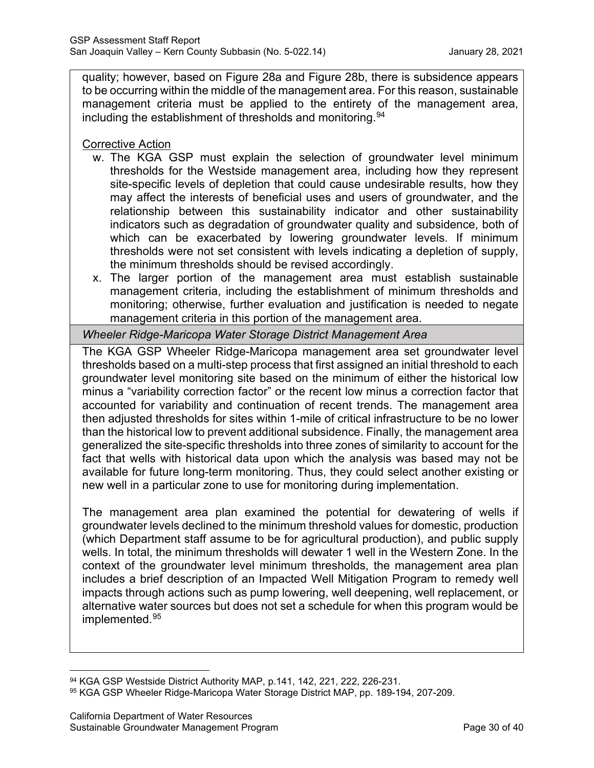quality; however, based on Figure 28a and Figure 28b, there is subsidence appears to be occurring within the middle of the management area. For this reason, sustainable management criteria must be applied to the entirety of the management area, including the establishment of thresholds and monitoring.[94]

Corrective Action

w. The KGA GSP must explain the selection of groundwater level minimum thresholds for the Westside management area, including how they represent site-specific levels of depletion that could cause undesirable results, how they may affect the interests of beneficial uses and users of groundwater, and the relationship between this sustainability indicator and other sustainability indicators such as degradation of groundwater quality and subsidence, both of which can be exacerbated by lowering groundwater levels. If minimum thresholds were not set consistent with levels indicating a depletion of supply, the minimum thresholds should be revised accordingly.

x. The larger portion of the management area must establish sustainable management criteria, including the establishment of minimum thresholds and monitoring; otherwise, further evaluation and justification is needed to negate management criteria in this portion of the management area.

*Wheeler Ridge-Maricopa Water Storage District Management Area*

The KGA GSP Wheeler Ridge-Maricopa management area set groundwater level thresholds based on a multi-step process that first assigned an initial threshold to each groundwater level monitoring site based on the minimum of either the historical low minus a "variability correction factor" or the recent low minus a correction factor that accounted for variability and continuation of recent trends. The management area then adjusted thresholds for sites within 1-mile of critical infrastructure to be no lower than the historical low to prevent additional subsidence. Finally, the management area generalized the site-specific thresholds into three zones of similarity to account for the fact that wells with historical data upon which the analysis was based may not be available for future long-term monitoring. Thus, they could select another existing or new well in a particular zone to use for monitoring during implementation.

The management area plan examined the potential for dewatering of wells if groundwater levels declined to the minimum threshold values for domestic, production (which Department staff assume to be for agricultural production), and public supply wells. In total, the minimum thresholds will dewater 1 well in the Western Zone. In the context of the groundwater level minimum thresholds, the management area plan includes a brief description of an Impacted Well Mitigation Program to remedy well impacts through actions such as pump lowering, well deepening, well replacement, or alternative water sources but does not set a schedule for when this program would be implemented.[95]

---

[94] KGA GSP Westside District Authority MAP, p.141, 142, 221, 222, 226-231.

[95] KGA GSP Wheeler Ridge-Maricopa Water Storage District MAP, pp. 189-194, 207-209.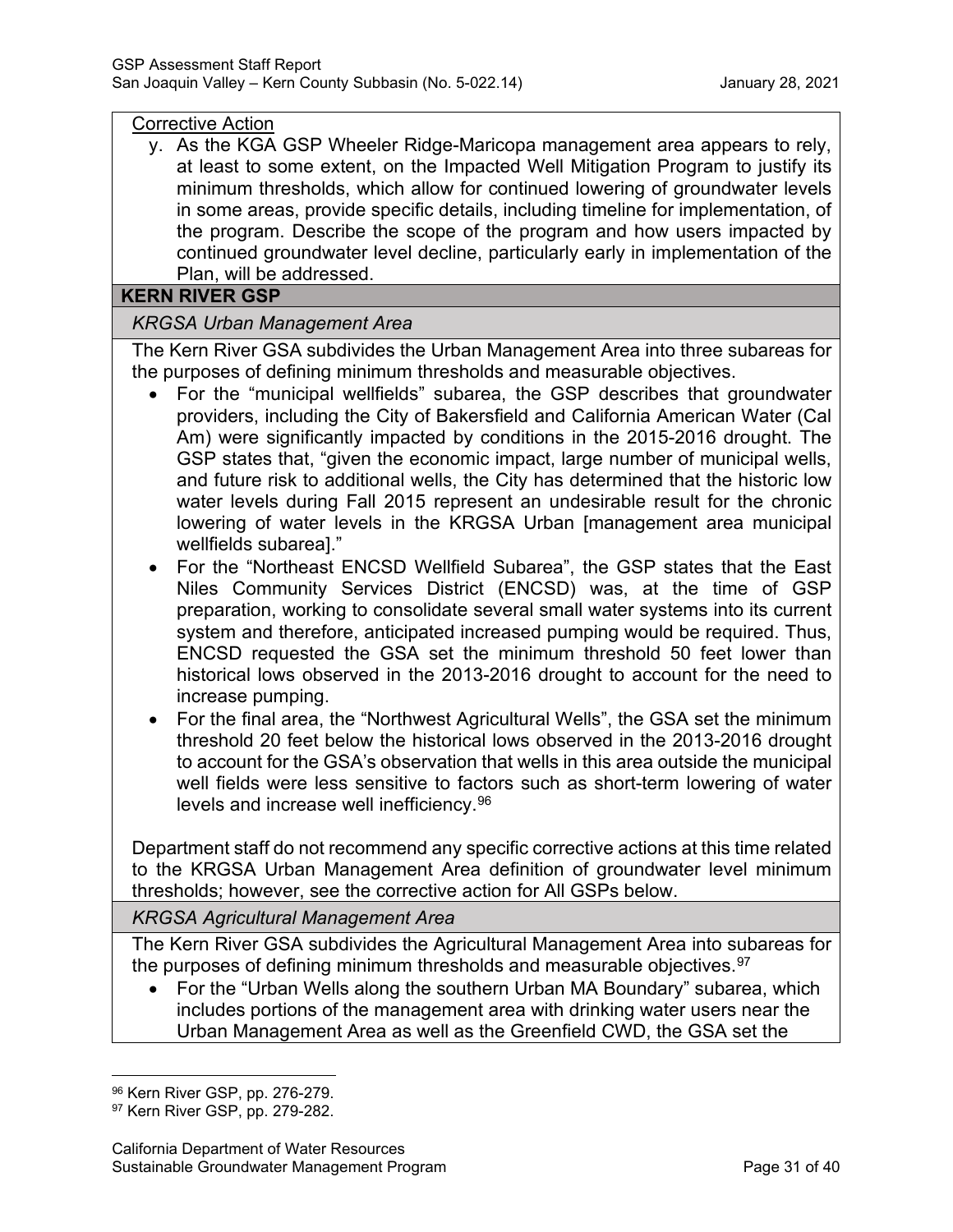Corrective Action

y. As the KGA GSP Wheeler Ridge-Maricopa management area appears to rely, at least to some extent, on the Impacted Well Mitigation Program to justify its minimum thresholds, which allow for continued lowering of groundwater levels in some areas, provide specific details, including timeline for implementation, of the program. Describe the scope of the program and how users impacted by continued groundwater level decline, particularly early in implementation of the Plan, will be addressed.

**KERN RIVER GSP**

*KRGSA Urban Management Area*

The Kern River GSA subdivides the Urban Management Area into three subareas for the purposes of defining minimum thresholds and measurable objectives.

- For the "municipal wellfields" subarea, the GSP describes that groundwater providers, including the City of Bakersfield and California American Water (Cal Am) were significantly impacted by conditions in the 2015-2016 drought. The GSP states that, "given the economic impact, large number of municipal wells, and future risk to additional wells, the City has determined that the historic low water levels during Fall 2015 represent an undesirable result for the chronic lowering of water levels in the KRGSA Urban [management area municipal wellfields subarea]."
- For the "Northeast ENCSD Wellfield Subarea", the GSP states that the East Niles Community Services District (ENCSD) was, at the time of GSP preparation, working to consolidate several small water systems into its current system and therefore, anticipated increased pumping would be required. Thus, ENCSD requested the GSA set the minimum threshold 50 feet lower than historical lows observed in the 2013-2016 drought to account for the need to increase pumping.
- For the final area, the "Northwest Agricultural Wells", the GSA set the minimum threshold 20 feet below the historical lows observed in the 2013-2016 drought to account for the GSA's observation that wells in this area outside the municipal well fields were less sensitive to factors such as short-term lowering of water levels and increase well inefficiency.[96]

Department staff do not recommend any specific corrective actions at this time related to the KRGSA Urban Management Area definition of groundwater level minimum thresholds; however, see the corrective action for All GSPs below.

*KRGSA Agricultural Management Area*

The Kern River GSA subdivides the Agricultural Management Area into subareas for the purposes of defining minimum thresholds and measurable objectives.[97]

- For the "Urban Wells along the southern Urban MA Boundary" subarea, which includes portions of the management area with drinking water users near the Urban Management Area as well as the Greenfield CWD, the GSA set the

[96] Kern River GSP, pp. 276-279.

[97] Kern River GSP, pp. 279-282.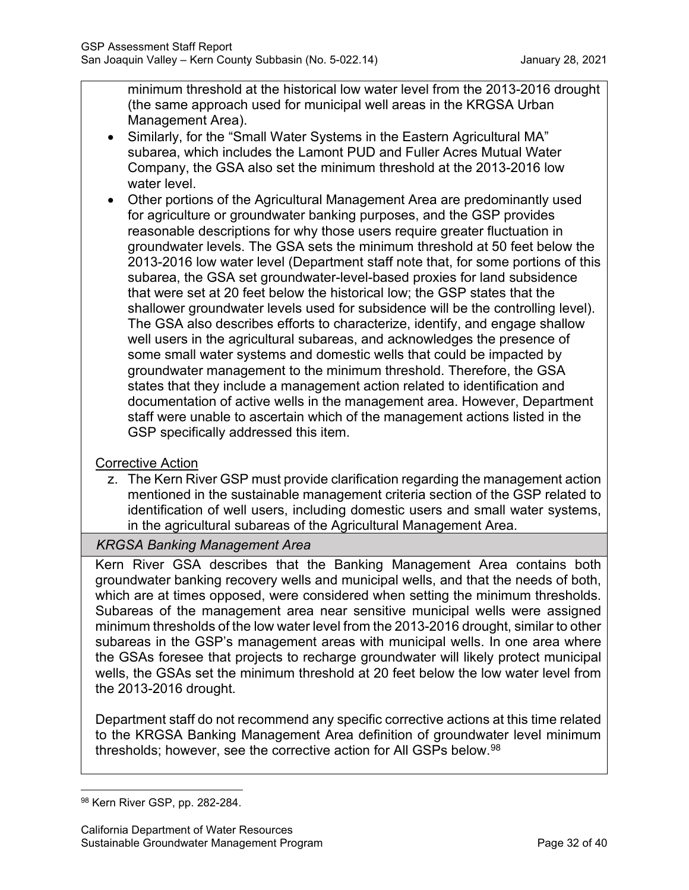minimum threshold at the historical low water level from the 2013-2016 drought (the same approach used for municipal well areas in the KRGSA Urban Management Area).

- Similarly, for the "Small Water Systems in the Eastern Agricultural MA" subarea, which includes the Lamont PUD and Fuller Acres Mutual Water Company, the GSA also set the minimum threshold at the 2013-2016 low water level.
- Other portions of the Agricultural Management Area are predominantly used for agriculture or groundwater banking purposes, and the GSP provides reasonable descriptions for why those users require greater fluctuation in groundwater levels. The GSA sets the minimum threshold at 50 feet below the 2013-2016 low water level (Department staff note that, for some portions of this subarea, the GSA set groundwater-level-based proxies for land subsidence that were set at 20 feet below the historical low; the GSP states that the shallower groundwater levels used for subsidence will be the controlling level). The GSA also describes efforts to characterize, identify, and engage shallow well users in the agricultural subareas, and acknowledges the presence of some small water systems and domestic wells that could be impacted by groundwater management to the minimum threshold. Therefore, the GSA states that they include a management action related to identification and documentation of active wells in the management area. However, Department staff were unable to ascertain which of the management actions listed in the GSP specifically addressed this item.

Corrective Action

z. The Kern River GSP must provide clarification regarding the management action mentioned in the sustainable management criteria section of the GSP related to identification of well users, including domestic users and small water systems, in the agricultural subareas of the Agricultural Management Area.

*KRGSA Banking Management Area*

Kern River GSA describes that the Banking Management Area contains both groundwater banking recovery wells and municipal wells, and that the needs of both, which are at times opposed, were considered when setting the minimum thresholds. Subareas of the management area near sensitive municipal wells were assigned minimum thresholds of the low water level from the 2013-2016 drought, similar to other subareas in the GSP's management areas with municipal wells. In one area where the GSAs foresee that projects to recharge groundwater will likely protect municipal wells, the GSAs set the minimum threshold at 20 feet below the low water level from the 2013-2016 drought.

Department staff do not recommend any specific corrective actions at this time related to the KRGSA Banking Management Area definition of groundwater level minimum thresholds; however, see the corrective action for All GSPs below.[98]

[98] Kern River GSP, pp. 282-284.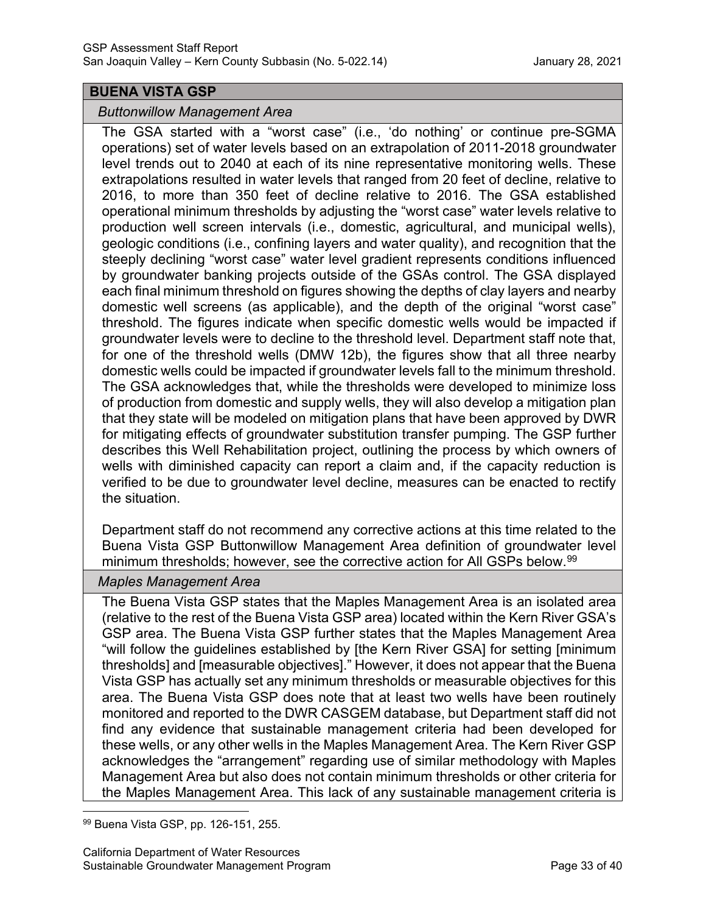## BUENA VISTA GSP

### *Buttonwillow Management Area*

The GSA started with a "worst case" (i.e., 'do nothing' or continue pre-SGMA operations) set of water levels based on an extrapolation of 2011-2018 groundwater level trends out to 2040 at each of its nine representative monitoring wells. These extrapolations resulted in water levels that ranged from 20 feet of decline, relative to 2016, to more than 350 feet of decline relative to 2016. The GSA established operational minimum thresholds by adjusting the "worst case" water levels relative to production well screen intervals (i.e., domestic, agricultural, and municipal wells), geologic conditions (i.e., confining layers and water quality), and recognition that the steeply declining "worst case" water level gradient represents conditions influenced by groundwater banking projects outside of the GSAs control. The GSA displayed each final minimum threshold on figures showing the depths of clay layers and nearby domestic well screens (as applicable), and the depth of the original "worst case" threshold. The figures indicate when specific domestic wells would be impacted if groundwater levels were to decline to the threshold level. Department staff note that, for one of the threshold wells (DMW 12b), the figures show that all three nearby domestic wells could be impacted if groundwater levels fall to the minimum threshold. The GSA acknowledges that, while the thresholds were developed to minimize loss of production from domestic and supply wells, they will also develop a mitigation plan that they state will be modeled on mitigation plans that have been approved by DWR for mitigating effects of groundwater substitution transfer pumping. The GSP further describes this Well Rehabilitation project, outlining the process by which owners of wells with diminished capacity can report a claim and, if the capacity reduction is verified to be due to groundwater level decline, measures can be enacted to rectify the situation.

Department staff do not recommend any corrective actions at this time related to the Buena Vista GSP Buttonwillow Management Area definition of groundwater level minimum thresholds; however, see the corrective action for All GSPs below.[99]

### *Maples Management Area*

The Buena Vista GSP states that the Maples Management Area is an isolated area (relative to the rest of the Buena Vista GSP area) located within the Kern River GSA's GSP area. The Buena Vista GSP further states that the Maples Management Area "will follow the guidelines established by [the Kern River GSA] for setting [minimum thresholds] and [measurable objectives]." However, it does not appear that the Buena Vista GSP has actually set any minimum thresholds or measurable objectives for this area. The Buena Vista GSP does note that at least two wells have been routinely monitored and reported to the DWR CASGEM database, but Department staff did not find any evidence that sustainable management criteria had been developed for these wells, or any other wells in the Maples Management Area. The Kern River GSP acknowledges the "arrangement" regarding use of similar methodology with Maples Management Area but also does not contain minimum thresholds or other criteria for the Maples Management Area. This lack of any sustainable management criteria is

[99] Buena Vista GSP, pp. 126-151, 255.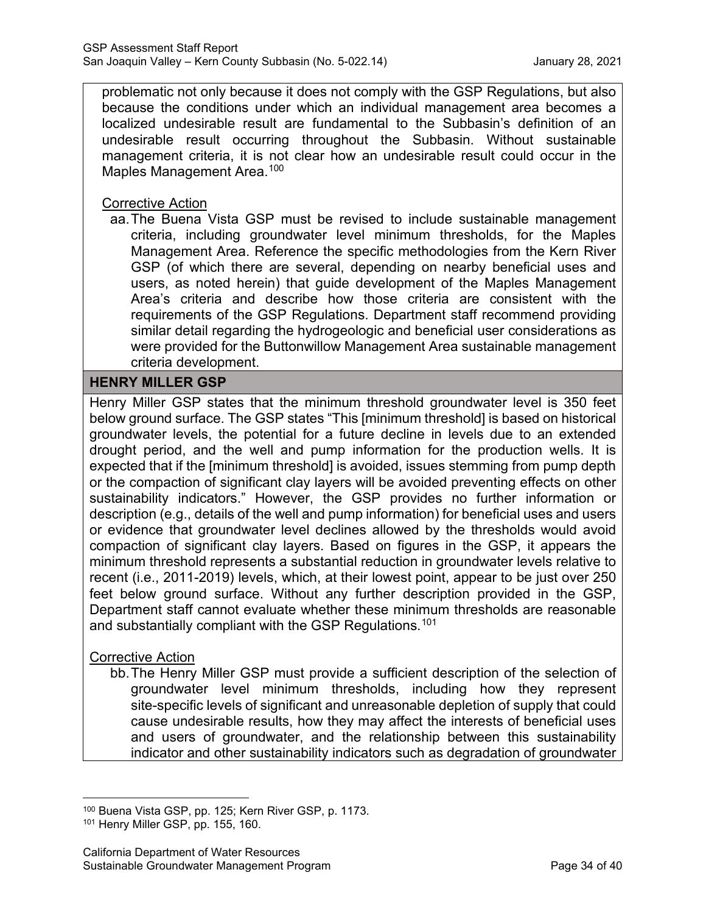problematic not only because it does not comply with the GSP Regulations, but also because the conditions under which an individual management area becomes a localized undesirable result are fundamental to the Subbasin's definition of an undesirable result occurring throughout the Subbasin. Without sustainable management criteria, it is not clear how an undesirable result could occur in the Maples Management Area.[100]

Corrective Action

aa. The Buena Vista GSP must be revised to include sustainable management criteria, including groundwater level minimum thresholds, for the Maples Management Area. Reference the specific methodologies from the Kern River GSP (of which there are several, depending on nearby beneficial uses and users, as noted herein) that guide development of the Maples Management Area's criteria and describe how those criteria are consistent with the requirements of the GSP Regulations. Department staff recommend providing similar detail regarding the hydrogeologic and beneficial user considerations as were provided for the Buttonwillow Management Area sustainable management criteria development.

**HENRY MILLER GSP**

Henry Miller GSP states that the minimum threshold groundwater level is 350 feet below ground surface. The GSP states "This [minimum threshold] is based on historical groundwater levels, the potential for a future decline in levels due to an extended drought period, and the well and pump information for the production wells. It is expected that if the [minimum threshold] is avoided, issues stemming from pump depth or the compaction of significant clay layers will be avoided preventing effects on other sustainability indicators." However, the GSP provides no further information or description (e.g., details of the well and pump information) for beneficial uses and users or evidence that groundwater level declines allowed by the thresholds would avoid compaction of significant clay layers. Based on figures in the GSP, it appears the minimum threshold represents a substantial reduction in groundwater levels relative to recent (i.e., 2011-2019) levels, which, at their lowest point, appear to be just over 250 feet below ground surface. Without any further description provided in the GSP, Department staff cannot evaluate whether these minimum thresholds are reasonable and substantially compliant with the GSP Regulations.[101]

Corrective Action

bb. The Henry Miller GSP must provide a sufficient description of the selection of groundwater level minimum thresholds, including how they represent site-specific levels of significant and unreasonable depletion of supply that could cause undesirable results, how they may affect the interests of beneficial uses and users of groundwater, and the relationship between this sustainability indicator and other sustainability indicators such as degradation of groundwater

[100] Buena Vista GSP, pp. 125; Kern River GSP, p. 1173.

[101] Henry Miller GSP, pp. 155, 160.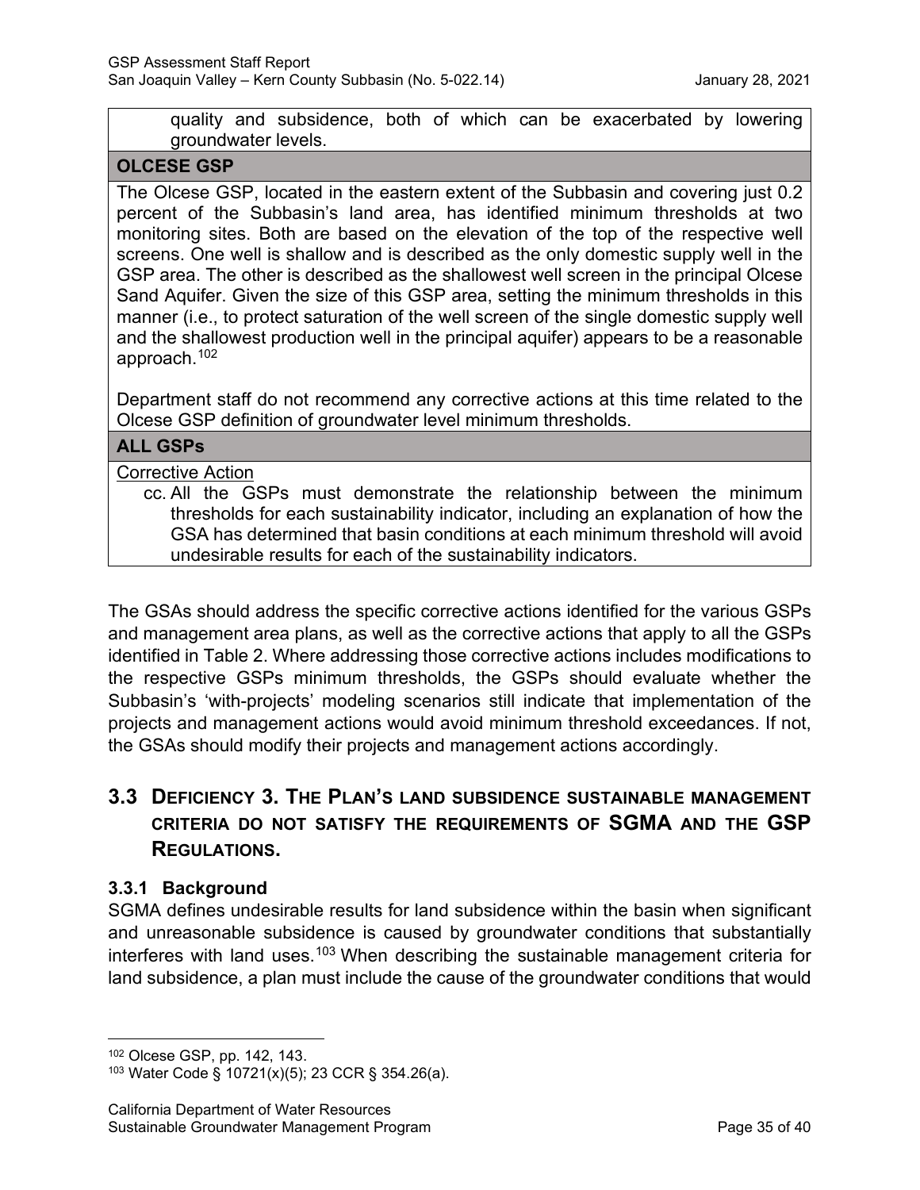quality and subsidence, both of which can be exacerbated by lowering groundwater levels.

**OLCESE GSP**

The Olcese GSP, located in the eastern extent of the Subbasin and covering just 0.2 percent of the Subbasin's land area, has identified minimum thresholds at two monitoring sites. Both are based on the elevation of the top of the respective well screens. One well is shallow and is described as the only domestic supply well in the GSP area. The other is described as the shallowest well screen in the principal Olcese Sand Aquifer. Given the size of this GSP area, setting the minimum thresholds in this manner (i.e., to protect saturation of the well screen of the single domestic supply well and the shallowest production well in the principal aquifer) appears to be a reasonable approach.[102]

Department staff do not recommend any corrective actions at this time related to the Olcese GSP definition of groundwater level minimum thresholds.

**ALL GSPs**

Corrective Action

cc. All the GSPs must demonstrate the relationship between the minimum thresholds for each sustainability indicator, including an explanation of how the GSA has determined that basin conditions at each minimum threshold will avoid undesirable results for each of the sustainability indicators.

The GSAs should address the specific corrective actions identified for the various GSPs and management area plans, as well as the corrective actions that apply to all the GSPs identified in Table 2. Where addressing those corrective actions includes modifications to the respective GSPs minimum thresholds, the GSPs should evaluate whether the Subbasin's 'with-projects' modeling scenarios still indicate that implementation of the projects and management actions would avoid minimum threshold exceedances. If not, the GSAs should modify their projects and management actions accordingly.

## 3.3 Deficiency 3. The Plan's land subsidence sustainable management criteria do not satisfy the requirements of SGMA and the GSP Regulations.

### 3.3.1 Background

SGMA defines undesirable results for land subsidence within the basin when significant and unreasonable subsidence is caused by groundwater conditions that substantially interferes with land uses.[103] When describing the sustainable management criteria for land subsidence, a plan must include the cause of the groundwater conditions that would

[102] Olcese GSP, pp. 142, 143.

[103] Water Code § 10721(x)(5); 23 CCR § 354.26(a).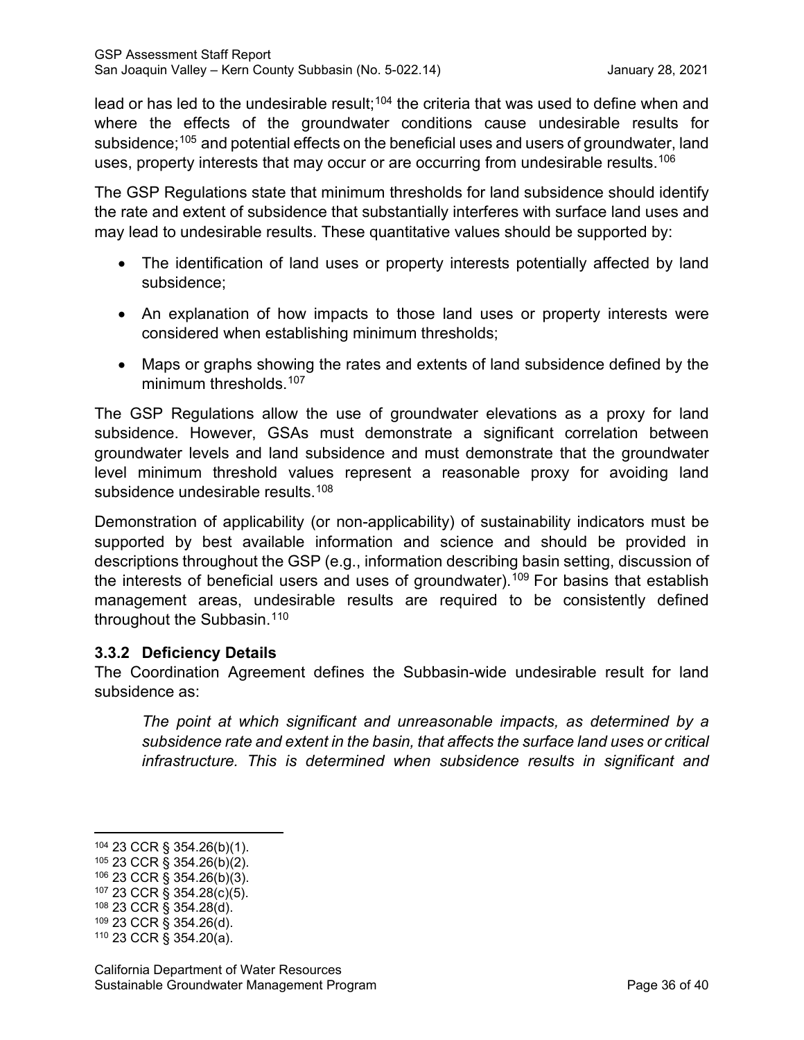lead or has led to the undesirable result;[104] the criteria that was used to define when and where the effects of the groundwater conditions cause undesirable results for subsidence;[105] and potential effects on the beneficial uses and users of groundwater, land uses, property interests that may occur or are occurring from undesirable results.[106]

The GSP Regulations state that minimum thresholds for land subsidence should identify the rate and extent of subsidence that substantially interferes with surface land uses and may lead to undesirable results. These quantitative values should be supported by:

- The identification of land uses or property interests potentially affected by land subsidence;
- An explanation of how impacts to those land uses or property interests were considered when establishing minimum thresholds;
- Maps or graphs showing the rates and extents of land subsidence defined by the minimum thresholds.[107]

The GSP Regulations allow the use of groundwater elevations as a proxy for land subsidence. However, GSAs must demonstrate a significant correlation between groundwater levels and land subsidence and must demonstrate that the groundwater level minimum threshold values represent a reasonable proxy for avoiding land subsidence undesirable results.[108]

Demonstration of applicability (or non-applicability) of sustainability indicators must be supported by best available information and science and should be provided in descriptions throughout the GSP (e.g., information describing basin setting, discussion of the interests of beneficial users and uses of groundwater).[109] For basins that establish management areas, undesirable results are required to be consistently defined throughout the Subbasin.[110]

### 3.3.2 Deficiency Details

The Coordination Agreement defines the Subbasin-wide undesirable result for land subsidence as:

> *The point at which significant and unreasonable impacts, as determined by a subsidence rate and extent in the basin, that affects the surface land uses or critical infrastructure. This is determined when subsidence results in significant and*

---

[104] 23 CCR § 354.26(b)(1).
[105] 23 CCR § 354.26(b)(2).
[106] 23 CCR § 354.26(b)(3).
[107] 23 CCR § 354.28(c)(5).
[108] 23 CCR § 354.28(d).
[109] 23 CCR § 354.26(d).
[110] 23 CCR § 354.20(a).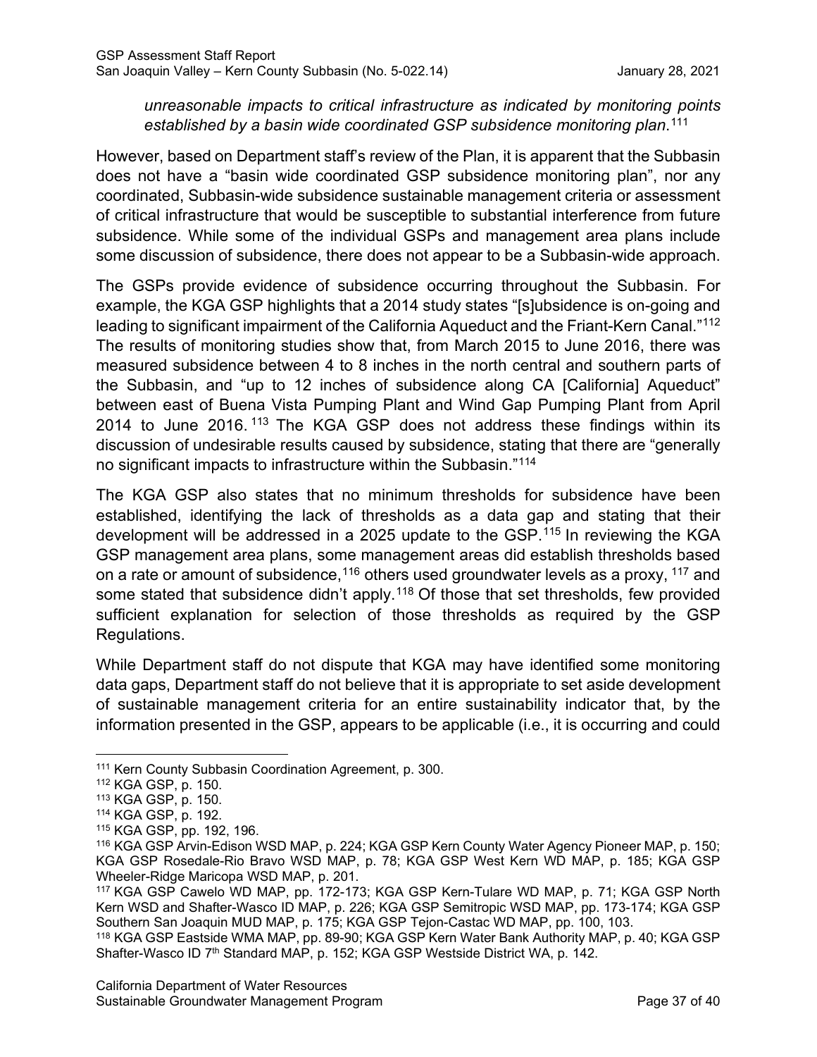*unreasonable impacts to critical infrastructure as indicated by monitoring points established by a basin wide coordinated GSP subsidence monitoring plan.*[111]

However, based on Department staff's review of the Plan, it is apparent that the Subbasin does not have a "basin wide coordinated GSP subsidence monitoring plan", nor any coordinated, Subbasin-wide subsidence sustainable management criteria or assessment of critical infrastructure that would be susceptible to substantial interference from future subsidence. While some of the individual GSPs and management area plans include some discussion of subsidence, there does not appear to be a Subbasin-wide approach.

The GSPs provide evidence of subsidence occurring throughout the Subbasin. For example, the KGA GSP highlights that a 2014 study states "[s]ubsidence is on-going and leading to significant impairment of the California Aqueduct and the Friant-Kern Canal."[112] The results of monitoring studies show that, from March 2015 to June 2016, there was measured subsidence between 4 to 8 inches in the north central and southern parts of the Subbasin, and "up to 12 inches of subsidence along CA [California] Aqueduct" between east of Buena Vista Pumping Plant and Wind Gap Pumping Plant from April 2014 to June 2016.[113] The KGA GSP does not address these findings within its discussion of undesirable results caused by subsidence, stating that there are "generally no significant impacts to infrastructure within the Subbasin."[114]

The KGA GSP also states that no minimum thresholds for subsidence have been established, identifying the lack of thresholds as a data gap and stating that their development will be addressed in a 2025 update to the GSP.[115] In reviewing the KGA GSP management area plans, some management areas did establish thresholds based on a rate or amount of subsidence,[116] others used groundwater levels as a proxy,[117] and some stated that subsidence didn't apply.[118] Of those that set thresholds, few provided sufficient explanation for selection of those thresholds as required by the GSP Regulations.

While Department staff do not dispute that KGA may have identified some monitoring data gaps, Department staff do not believe that it is appropriate to set aside development of sustainable management criteria for an entire sustainability indicator that, by the information presented in the GSP, appears to be applicable (i.e., it is occurring and could

---

[111] Kern County Subbasin Coordination Agreement, p. 300.

[112] KGA GSP, p. 150.

[113] KGA GSP, p. 150.

[114] KGA GSP, p. 192.

[115] KGA GSP, pp. 192, 196.

[116] KGA GSP Arvin-Edison WSD MAP, p. 224; KGA GSP Kern County Water Agency Pioneer MAP, p. 150; KGA GSP Rosedale-Rio Bravo WSD MAP, p. 78; KGA GSP West Kern WD MAP, p. 185; KGA GSP Wheeler-Ridge Maricopa WSD MAP, p. 201.

[117] KGA GSP Cawelo WD MAP, pp. 172-173; KGA GSP Kern-Tulare WD MAP, p. 71; KGA GSP North Kern WSD and Shafter-Wasco ID MAP, p. 226; KGA GSP Semitropic WSD MAP, pp. 173-174; KGA GSP Southern San Joaquin MUD MAP, p. 175; KGA GSP Tejon-Castac WD MAP, pp. 100, 103.

[118] KGA GSP Eastside WMA MAP, pp. 89-90; KGA GSP Kern Water Bank Authority MAP, p. 40; KGA GSP Shafter-Wasco ID 7th Standard MAP, p. 152; KGA GSP Westside District WA, p. 142.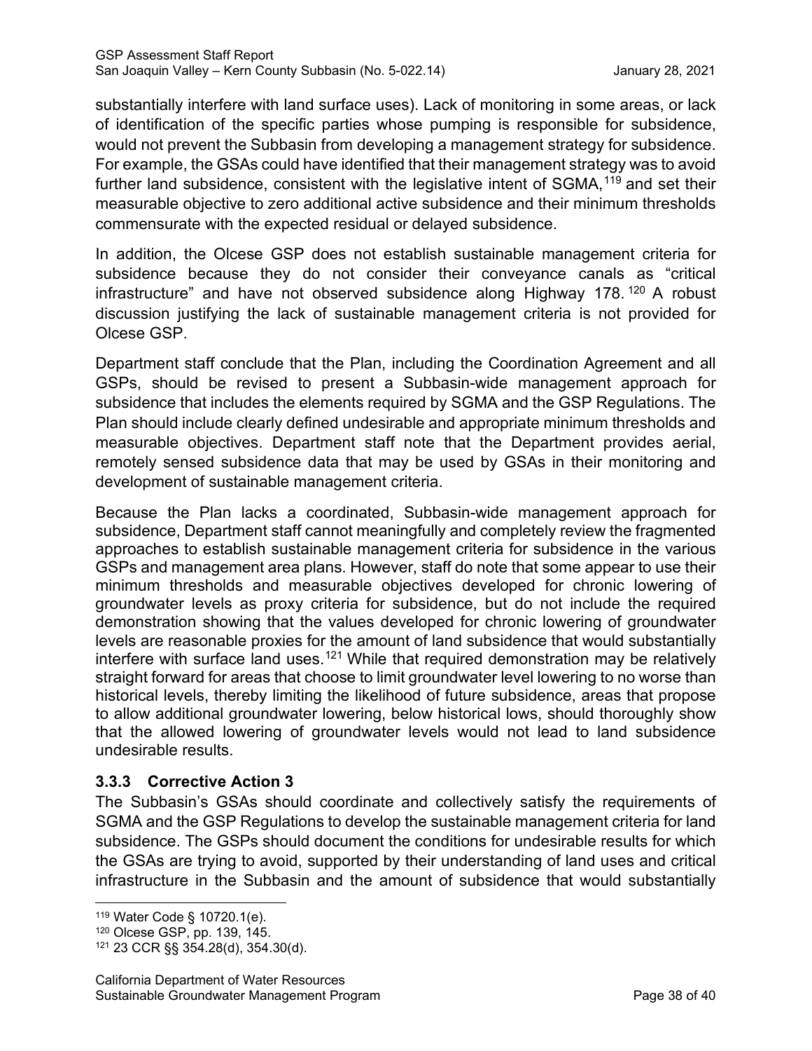substantially interfere with land surface uses). Lack of monitoring in some areas, or lack of identification of the specific parties whose pumping is responsible for subsidence, would not prevent the Subbasin from developing a management strategy for subsidence. For example, the GSAs could have identified that their management strategy was to avoid further land subsidence, consistent with the legislative intent of SGMA,[119] and set their measurable objective to zero additional active subsidence and their minimum thresholds commensurate with the expected residual or delayed subsidence.

In addition, the Olcese GSP does not establish sustainable management criteria for subsidence because they do not consider their conveyance canals as "critical infrastructure" and have not observed subsidence along Highway 178.[120] A robust discussion justifying the lack of sustainable management criteria is not provided for Olcese GSP.

Department staff conclude that the Plan, including the Coordination Agreement and all GSPs, should be revised to present a Subbasin-wide management approach for subsidence that includes the elements required by SGMA and the GSP Regulations. The Plan should include clearly defined undesirable and appropriate minimum thresholds and measurable objectives. Department staff note that the Department provides aerial, remotely sensed subsidence data that may be used by GSAs in their monitoring and development of sustainable management criteria.

Because the Plan lacks a coordinated, Subbasin-wide management approach for subsidence, Department staff cannot meaningfully and completely review the fragmented approaches to establish sustainable management criteria for subsidence in the various GSPs and management area plans. However, staff do note that some appear to use their minimum thresholds and measurable objectives developed for chronic lowering of groundwater levels as proxy criteria for subsidence, but do not include the required demonstration showing that the values developed for chronic lowering of groundwater levels are reasonable proxies for the amount of land subsidence that would substantially interfere with surface land uses.[121] While that required demonstration may be relatively straight forward for areas that choose to limit groundwater level lowering to no worse than historical levels, thereby limiting the likelihood of future subsidence, areas that propose to allow additional groundwater lowering, below historical lows, should thoroughly show that the allowed lowering of groundwater levels would not lead to land subsidence undesirable results.

### 3.3.3 Corrective Action 3

The Subbasin's GSAs should coordinate and collectively satisfy the requirements of SGMA and the GSP Regulations to develop the sustainable management criteria for land subsidence. The GSPs should document the conditions for undesirable results for which the GSAs are trying to avoid, supported by their understanding of land uses and critical infrastructure in the Subbasin and the amount of subsidence that would substantially

---

[119] Water Code § 10720.1(e).

[120] Olcese GSP, pp. 139, 145.

[121] 23 CCR §§ 354.28(d), 354.30(d).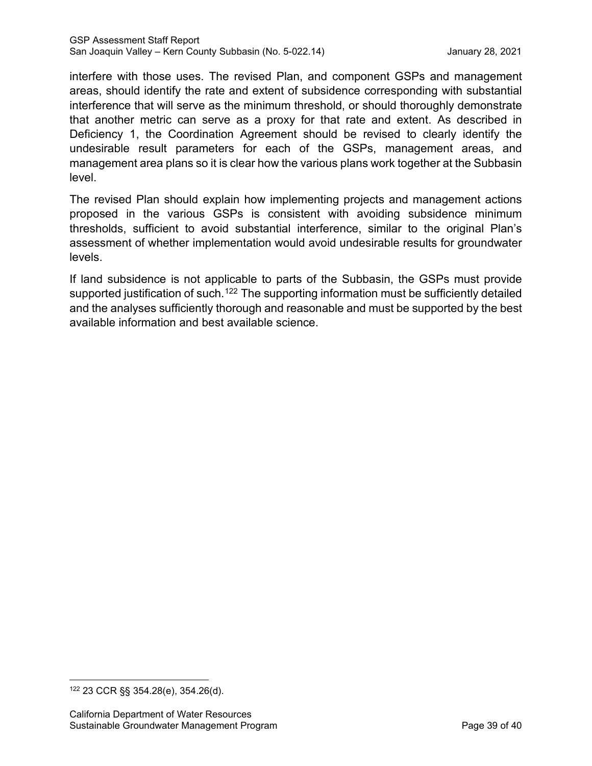interfere with those uses. The revised Plan, and component GSPs and management areas, should identify the rate and extent of subsidence corresponding with substantial interference that will serve as the minimum threshold, or should thoroughly demonstrate that another metric can serve as a proxy for that rate and extent. As described in Deficiency 1, the Coordination Agreement should be revised to clearly identify the undesirable result parameters for each of the GSPs, management areas, and management area plans so it is clear how the various plans work together at the Subbasin level.

The revised Plan should explain how implementing projects and management actions proposed in the various GSPs is consistent with avoiding subsidence minimum thresholds, sufficient to avoid substantial interference, similar to the original Plan's assessment of whether implementation would avoid undesirable results for groundwater levels.

If land subsidence is not applicable to parts of the Subbasin, the GSPs must provide supported justification of such.[122] The supporting information must be sufficiently detailed and the analyses sufficiently thorough and reasonable and must be supported by the best available information and best available science.

---

[122] 23 CCR §§ 354.28(e), 354.26(d).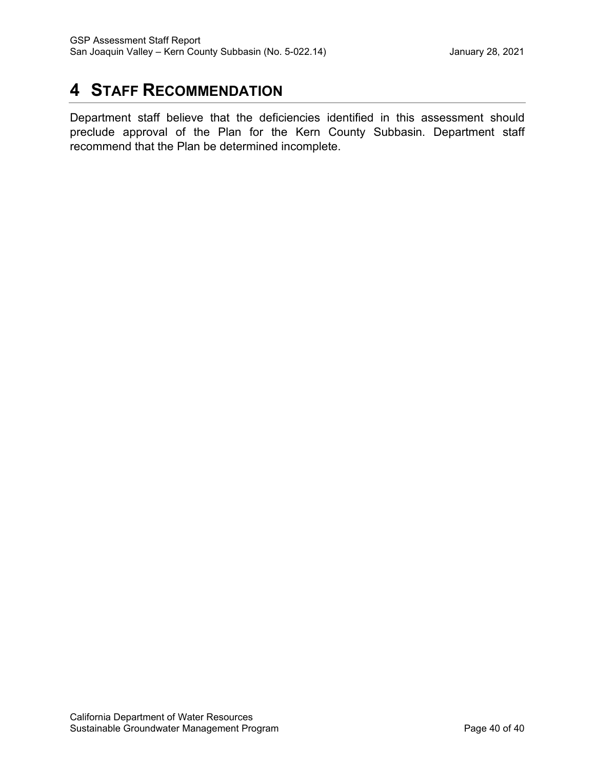# 4 STAFF RECOMMENDATION

Department staff believe that the deficiencies identified in this assessment should preclude approval of the Plan for the Kern County Subbasin. Department staff recommend that the Plan be determined incomplete.